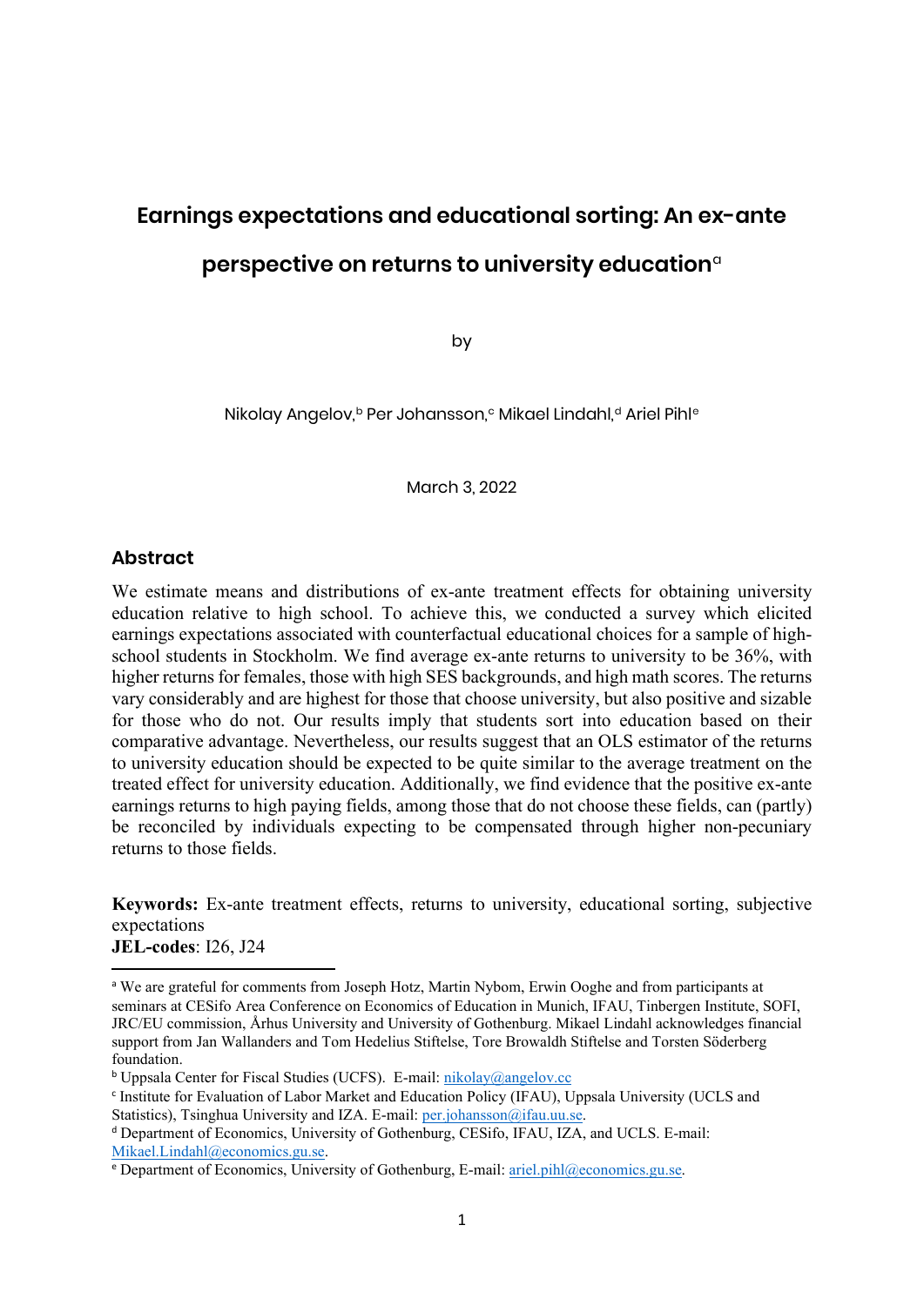# Earnings expectations and educational sorting: An ex-ante perspective on returns to university education[a]

by

Nikolay Angelov,[b] Per Johansson,[c] Mikael Lindahl,[d] Ariel Pihl[e]

March 3, 2022

## Abstract

We estimate means and distributions of ex-ante treatment effects for obtaining university education relative to high school. To achieve this, we conducted a survey which elicited earnings expectations associated with counterfactual educational choices for a sample of high-school students in Stockholm. We find average ex-ante returns to university to be 36%, with higher returns for females, those with high SES backgrounds, and high math scores. The returns vary considerably and are highest for those that choose university, but also positive and sizable for those who do not. Our results imply that students sort into education based on their comparative advantage. Nevertheless, our results suggest that an OLS estimator of the returns to university education should be expected to be quite similar to the average treatment on the treated effect for university education. Additionally, we find evidence that the positive ex-ante earnings returns to high paying fields, among those that do not choose these fields, can (partly) be reconciled by individuals expecting to be compensated through higher non-pecuniary returns to those fields.

**Keywords:** Ex-ante treatment effects, returns to university, educational sorting, subjective expectations
**JEL-codes**: I26, J24

---

[a] We are grateful for comments from Joseph Hotz, Martin Nybom, Erwin Ooghe and from participants at seminars at CESifo Area Conference on Economics of Education in Munich, IFAU, Tinbergen Institute, SOFI, JRC/EU commission, Århus University and University of Gothenburg. Mikael Lindahl acknowledges financial support from Jan Wallanders and Tom Hedelius Stiftelse, Tore Browaldh Stiftelse and Torsten Söderberg foundation.

[b] Uppsala Center for Fiscal Studies (UCFS). E-mail: nikolay@angelov.cc

[c] Institute for Evaluation of Labor Market and Education Policy (IFAU), Uppsala University (UCLS and Statistics), Tsinghua University and IZA. E-mail: per.johansson@ifau.uu.se.

[d] Department of Economics, University of Gothenburg, CESifo, IFAU, IZA, and UCLS. E-mail: Mikael.Lindahl@economics.gu.se.

[e] Department of Economics, University of Gothenburg, E-mail: ariel.pihl@economics.gu.se.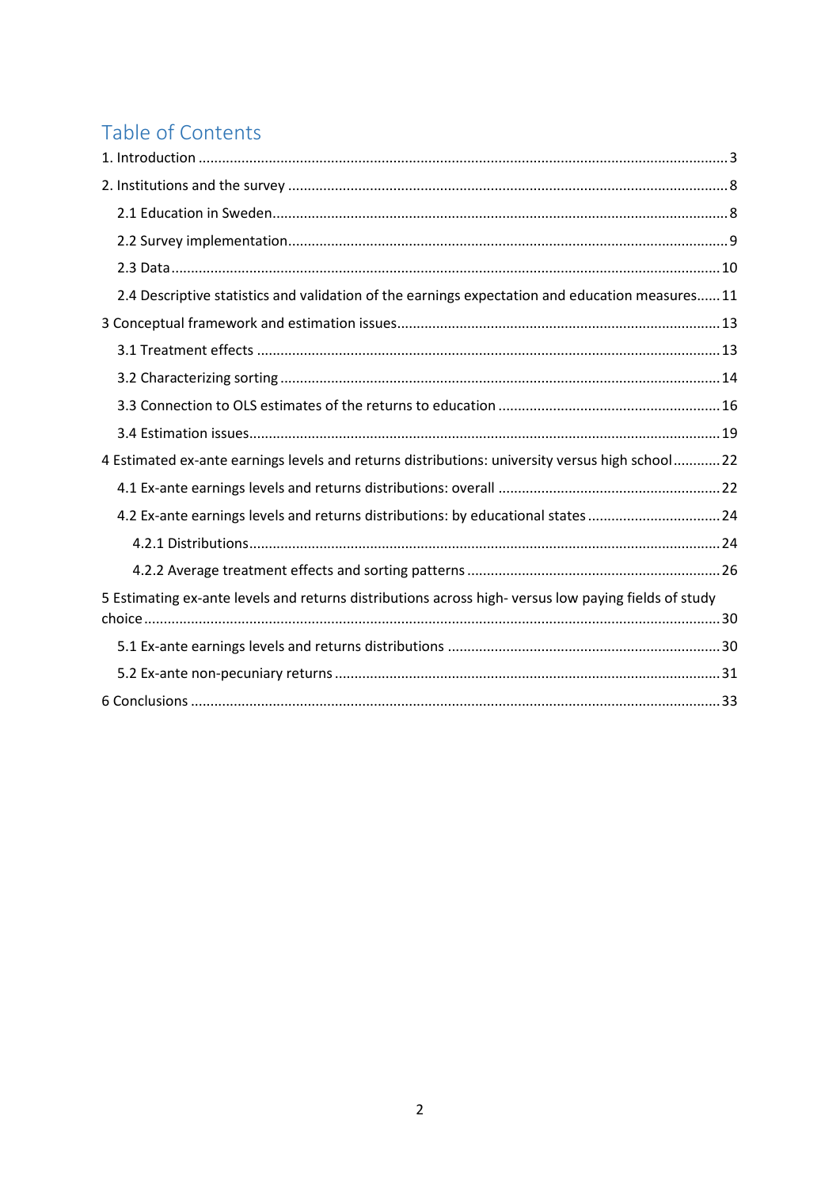# Table of Contents

1. Introduction ........................................................................................................................... 3
2. Institutions and the survey ..................................................................................................... 8
    - 2.1 Education in Sweden ........................................................................................................ 8
    - 2.2 Survey implementation ..................................................................................................... 9
    - 2.3 Data ................................................................................................................................ 10
    - 2.4 Descriptive statistics and validation of the earnings expectation and education measures ...... 11
3 Conceptual framework and estimation issues ............................................................................ 13
    - 3.1 Treatment effects ........................................................................................................... 13
    - 3.2 Characterizing sorting ..................................................................................................... 14
    - 3.3 Connection to OLS estimates of the returns to education .................................................... 16
    - 3.4 Estimation issues ............................................................................................................ 19
4 Estimated ex-ante earnings levels and returns distributions: university versus high school ............ 22
    - 4.1 Ex-ante earnings levels and returns distributions: overall .................................................... 22
    - 4.2 Ex-ante earnings levels and returns distributions: by educational states ................................ 24
        - 4.2.1 Distributions ............................................................................................................ 24
        - 4.2.2 Average treatment effects and sorting patterns ............................................................ 26
5 Estimating ex-ante levels and returns distributions across high- versus low paying fields of study choice ............ 30
    - 5.1 Ex-ante earnings levels and returns distributions ................................................................ 30
    - 5.2 Ex-ante non-pecuniary returns .......................................................................................... 31
6 Conclusions ............................................................................................................................. 33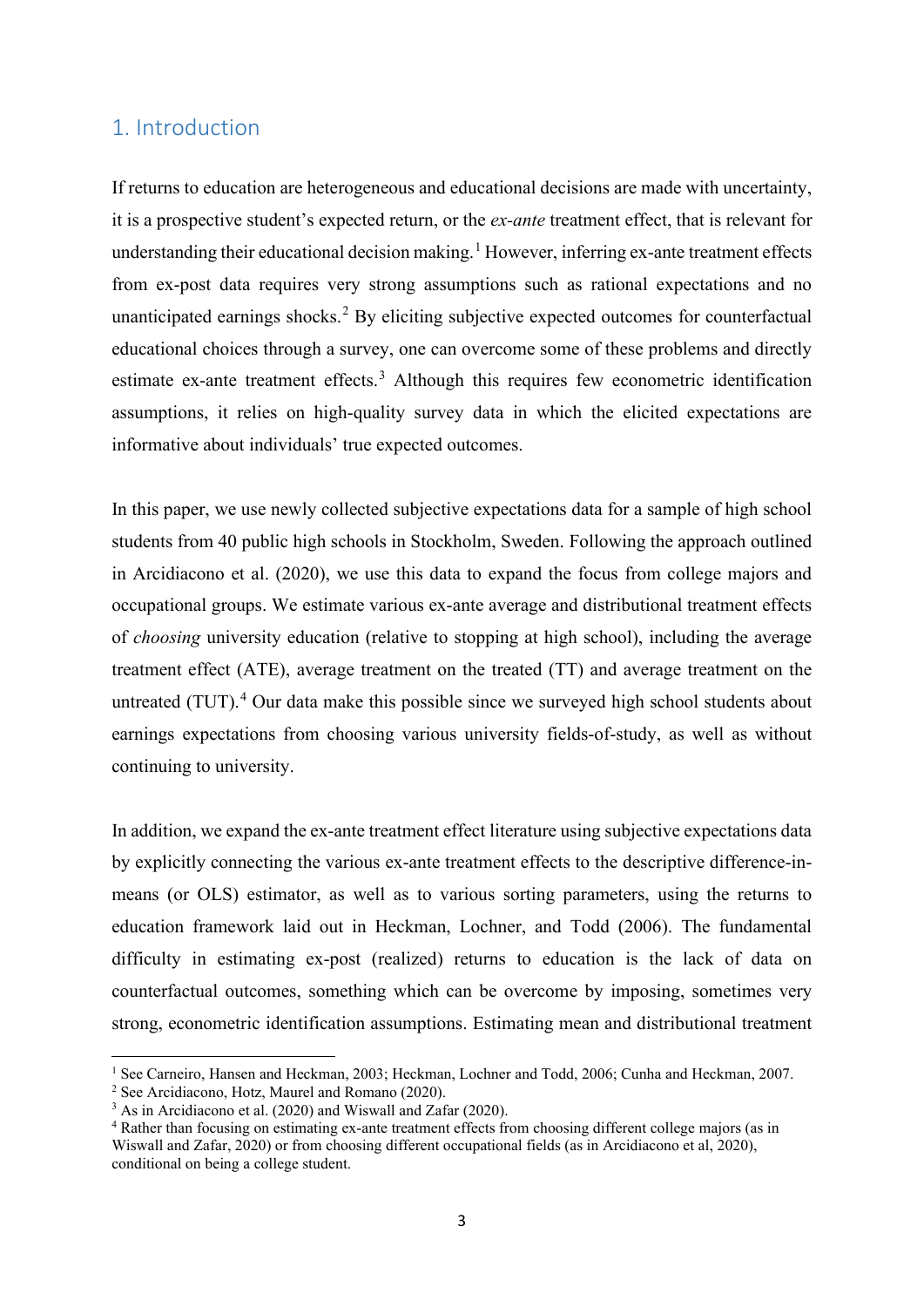## 1. Introduction

If returns to education are heterogeneous and educational decisions are made with uncertainty, it is a prospective student's expected return, or the *ex-ante* treatment effect, that is relevant for understanding their educational decision making.[1] However, inferring ex-ante treatment effects from ex-post data requires very strong assumptions such as rational expectations and no unanticipated earnings shocks.[2] By eliciting subjective expected outcomes for counterfactual educational choices through a survey, one can overcome some of these problems and directly estimate ex-ante treatment effects.[3] Although this requires few econometric identification assumptions, it relies on high-quality survey data in which the elicited expectations are informative about individuals' true expected outcomes.

In this paper, we use newly collected subjective expectations data for a sample of high school students from 40 public high schools in Stockholm, Sweden. Following the approach outlined in Arcidiacono et al. (2020), we use this data to expand the focus from college majors and occupational groups. We estimate various ex-ante average and distributional treatment effects of *choosing* university education (relative to stopping at high school), including the average treatment effect (ATE), average treatment on the treated (TT) and average treatment on the untreated (TUT).[4] Our data make this possible since we surveyed high school students about earnings expectations from choosing various university fields-of-study, as well as without continuing to university.

In addition, we expand the ex-ante treatment effect literature using subjective expectations data by explicitly connecting the various ex-ante treatment effects to the descriptive difference-in-means (or OLS) estimator, as well as to various sorting parameters, using the returns to education framework laid out in Heckman, Lochner, and Todd (2006). The fundamental difficulty in estimating ex-post (realized) returns to education is the lack of data on counterfactual outcomes, something which can be overcome by imposing, sometimes very strong, econometric identification assumptions. Estimating mean and distributional treatment

---

[1] See Carneiro, Hansen and Heckman, 2003; Heckman, Lochner and Todd, 2006; Cunha and Heckman, 2007.

[2] See Arcidiacono, Hotz, Maurel and Romano (2020).

[3] As in Arcidiacono et al. (2020) and Wiswall and Zafar (2020).

[4] Rather than focusing on estimating ex-ante treatment effects from choosing different college majors (as in Wiswall and Zafar, 2020) or from choosing different occupational fields (as in Arcidiacono et al, 2020), conditional on being a college student.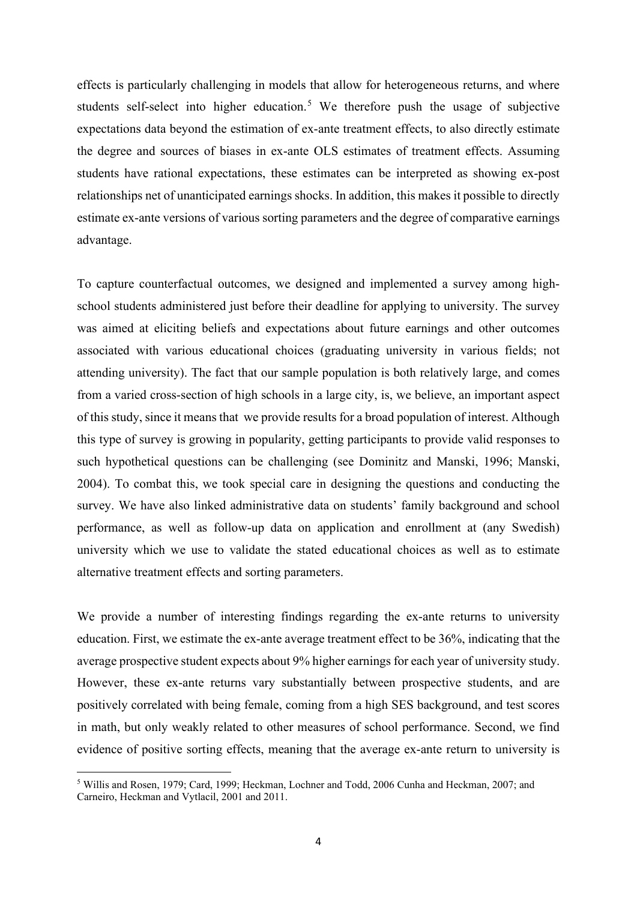effects is particularly challenging in models that allow for heterogeneous returns, and where students self-select into higher education.[5] We therefore push the usage of subjective expectations data beyond the estimation of ex-ante treatment effects, to also directly estimate the degree and sources of biases in ex-ante OLS estimates of treatment effects. Assuming students have rational expectations, these estimates can be interpreted as showing ex-post relationships net of unanticipated earnings shocks. In addition, this makes it possible to directly estimate ex-ante versions of various sorting parameters and the degree of comparative earnings advantage.

To capture counterfactual outcomes, we designed and implemented a survey among high-school students administered just before their deadline for applying to university. The survey was aimed at eliciting beliefs and expectations about future earnings and other outcomes associated with various educational choices (graduating university in various fields; not attending university). The fact that our sample population is both relatively large, and comes from a varied cross-section of high schools in a large city, is, we believe, an important aspect of this study, since it means that we provide results for a broad population of interest. Although this type of survey is growing in popularity, getting participants to provide valid responses to such hypothetical questions can be challenging (see Dominitz and Manski, 1996; Manski, 2004). To combat this, we took special care in designing the questions and conducting the survey. We have also linked administrative data on students' family background and school performance, as well as follow-up data on application and enrollment at (any Swedish) university which we use to validate the stated educational choices as well as to estimate alternative treatment effects and sorting parameters.

We provide a number of interesting findings regarding the ex-ante returns to university education. First, we estimate the ex-ante average treatment effect to be 36%, indicating that the average prospective student expects about 9% higher earnings for each year of university study. However, these ex-ante returns vary substantially between prospective students, and are positively correlated with being female, coming from a high SES background, and test scores in math, but only weakly related to other measures of school performance. Second, we find evidence of positive sorting effects, meaning that the average ex-ante return to university is

[5] Willis and Rosen, 1979; Card, 1999; Heckman, Lochner and Todd, 2006 Cunha and Heckman, 2007; and Carneiro, Heckman and Vytlacil, 2001 and 2011.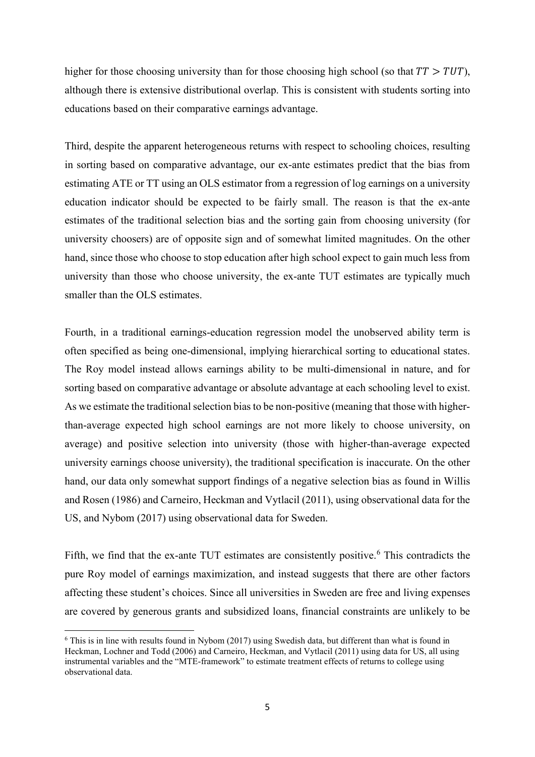higher for those choosing university than for those choosing high school (so that $TT > TUT$), although there is extensive distributional overlap. This is consistent with students sorting into educations based on their comparative earnings advantage.

Third, despite the apparent heterogeneous returns with respect to schooling choices, resulting in sorting based on comparative advantage, our ex-ante estimates predict that the bias from estimating ATE or TT using an OLS estimator from a regression of log earnings on a university education indicator should be expected to be fairly small. The reason is that the ex-ante estimates of the traditional selection bias and the sorting gain from choosing university (for university choosers) are of opposite sign and of somewhat limited magnitudes. On the other hand, since those who choose to stop education after high school expect to gain much less from university than those who choose university, the ex-ante TUT estimates are typically much smaller than the OLS estimates.

Fourth, in a traditional earnings-education regression model the unobserved ability term is often specified as being one-dimensional, implying hierarchical sorting to educational states. The Roy model instead allows earnings ability to be multi-dimensional in nature, and for sorting based on comparative advantage or absolute advantage at each schooling level to exist. As we estimate the traditional selection bias to be non-positive (meaning that those with higher-than-average expected high school earnings are not more likely to choose university, on average) and positive selection into university (those with higher-than-average expected university earnings choose university), the traditional specification is inaccurate. On the other hand, our data only somewhat support findings of a negative selection bias as found in Willis and Rosen (1986) and Carneiro, Heckman and Vytlacil (2011), using observational data for the US, and Nybom (2017) using observational data for Sweden.

Fifth, we find that the ex-ante TUT estimates are consistently positive.[6] This contradicts the pure Roy model of earnings maximization, and instead suggests that there are other factors affecting these student's choices. Since all universities in Sweden are free and living expenses are covered by generous grants and subsidized loans, financial constraints are unlikely to be

[6] This is in line with results found in Nybom (2017) using Swedish data, but different than what is found in Heckman, Lochner and Todd (2006) and Carneiro, Heckman, and Vytlacil (2011) using data for US, all using instrumental variables and the "MTE-framework" to estimate treatment effects of returns to college using observational data.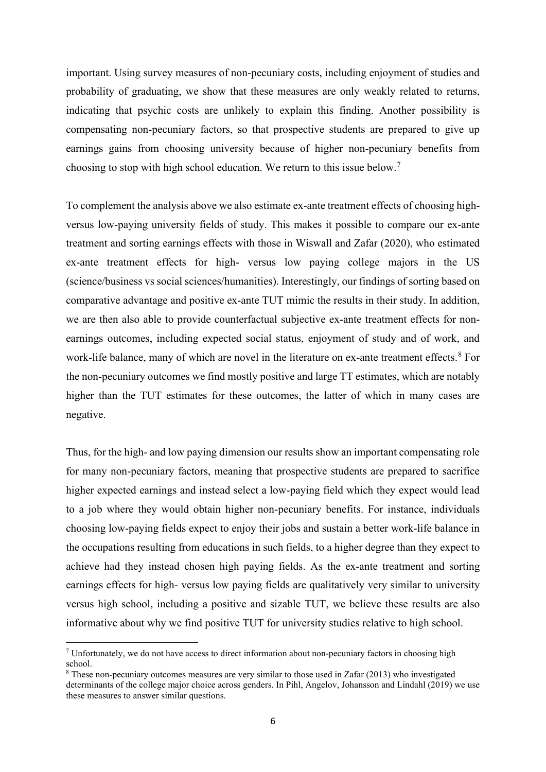important. Using survey measures of non-pecuniary costs, including enjoyment of studies and probability of graduating, we show that these measures are only weakly related to returns, indicating that psychic costs are unlikely to explain this finding. Another possibility is compensating non-pecuniary factors, so that prospective students are prepared to give up earnings gains from choosing university because of higher non-pecuniary benefits from choosing to stop with high school education. We return to this issue below.[7]

To complement the analysis above we also estimate ex-ante treatment effects of choosing high- versus low-paying university fields of study. This makes it possible to compare our ex-ante treatment and sorting earnings effects with those in Wiswall and Zafar (2020), who estimated ex-ante treatment effects for high- versus low paying college majors in the US (science/business vs social sciences/humanities). Interestingly, our findings of sorting based on comparative advantage and positive ex-ante TUT mimic the results in their study. In addition, we are then also able to provide counterfactual subjective ex-ante treatment effects for non-earnings outcomes, including expected social status, enjoyment of study and of work, and work-life balance, many of which are novel in the literature on ex-ante treatment effects.[8] For the non-pecuniary outcomes we find mostly positive and large TT estimates, which are notably higher than the TUT estimates for these outcomes, the latter of which in many cases are negative.

Thus, for the high- and low paying dimension our results show an important compensating role for many non-pecuniary factors, meaning that prospective students are prepared to sacrifice higher expected earnings and instead select a low-paying field which they expect would lead to a job where they would obtain higher non-pecuniary benefits. For instance, individuals choosing low-paying fields expect to enjoy their jobs and sustain a better work-life balance in the occupations resulting from educations in such fields, to a higher degree than they expect to achieve had they instead chosen high paying fields. As the ex-ante treatment and sorting earnings effects for high- versus low paying fields are qualitatively very similar to university versus high school, including a positive and sizable TUT, we believe these results are also informative about why we find positive TUT for university studies relative to high school.

---

[7] Unfortunately, we do not have access to direct information about non-pecuniary factors in choosing high school.

[8] These non-pecuniary outcomes measures are very similar to those used in Zafar (2013) who investigated determinants of the college major choice across genders. In Pihl, Angelov, Johansson and Lindahl (2019) we use these measures to answer similar questions.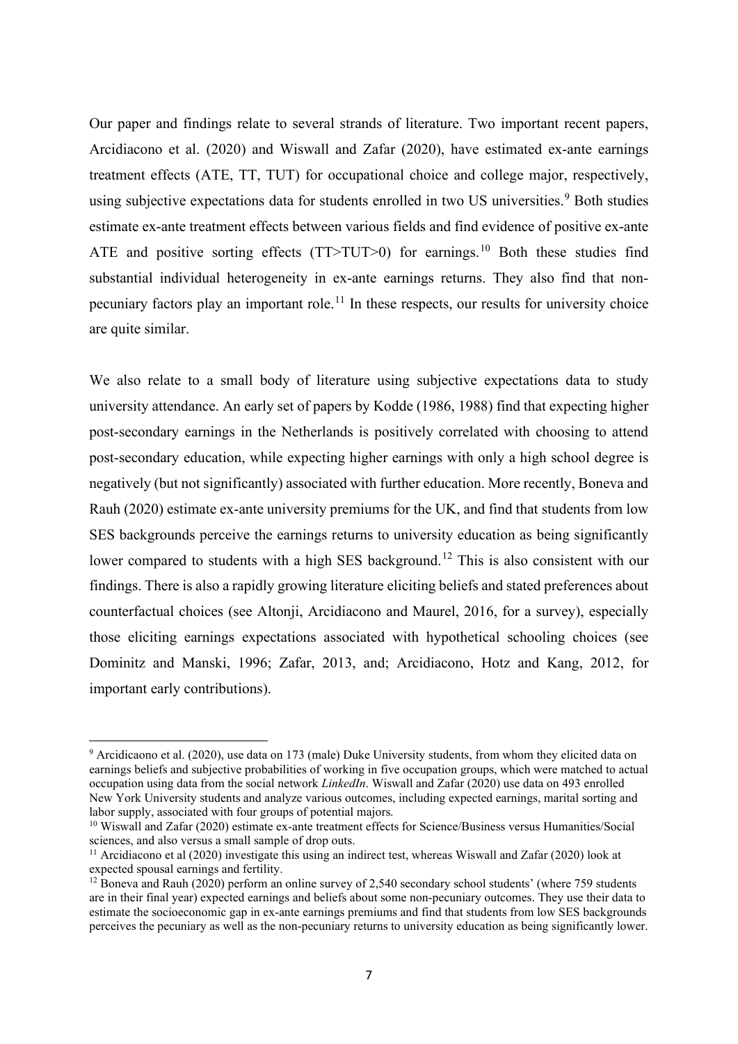Our paper and findings relate to several strands of literature. Two important recent papers, Arcidiacono et al. (2020) and Wiswall and Zafar (2020), have estimated ex-ante earnings treatment effects (ATE, TT, TUT) for occupational choice and college major, respectively, using subjective expectations data for students enrolled in two US universities.[9] Both studies estimate ex-ante treatment effects between various fields and find evidence of positive ex-ante ATE and positive sorting effects (TT>TUT>0) for earnings.[10] Both these studies find substantial individual heterogeneity in ex-ante earnings returns. They also find that non-pecuniary factors play an important role.[11] In these respects, our results for university choice are quite similar.

We also relate to a small body of literature using subjective expectations data to study university attendance. An early set of papers by Kodde (1986, 1988) find that expecting higher post-secondary earnings in the Netherlands is positively correlated with choosing to attend post-secondary education, while expecting higher earnings with only a high school degree is negatively (but not significantly) associated with further education. More recently, Boneva and Rauh (2020) estimate ex-ante university premiums for the UK, and find that students from low SES backgrounds perceive the earnings returns to university education as being significantly lower compared to students with a high SES background.[12] This is also consistent with our findings. There is also a rapidly growing literature eliciting beliefs and stated preferences about counterfactual choices (see Altonji, Arcidiacono and Maurel, 2016, for a survey), especially those eliciting earnings expectations associated with hypothetical schooling choices (see Dominitz and Manski, 1996; Zafar, 2013, and; Arcidiacono, Hotz and Kang, 2012, for important early contributions).

---

[9] Arcidicaono et al. (2020), use data on 173 (male) Duke University students, from whom they elicited data on earnings beliefs and subjective probabilities of working in five occupation groups, which were matched to actual occupation using data from the social network *LinkedIn*. Wiswall and Zafar (2020) use data on 493 enrolled New York University students and analyze various outcomes, including expected earnings, marital sorting and labor supply, associated with four groups of potential majors.

[10] Wiswall and Zafar (2020) estimate ex-ante treatment effects for Science/Business versus Humanities/Social sciences, and also versus a small sample of drop outs.

[11] Arcidiacono et al (2020) investigate this using an indirect test, whereas Wiswall and Zafar (2020) look at expected spousal earnings and fertility.

[12] Boneva and Rauh (2020) perform an online survey of 2,540 secondary school students' (where 759 students are in their final year) expected earnings and beliefs about some non-pecuniary outcomes. They use their data to estimate the socioeconomic gap in ex-ante earnings premiums and find that students from low SES backgrounds perceives the pecuniary as well as the non-pecuniary returns to university education as being significantly lower.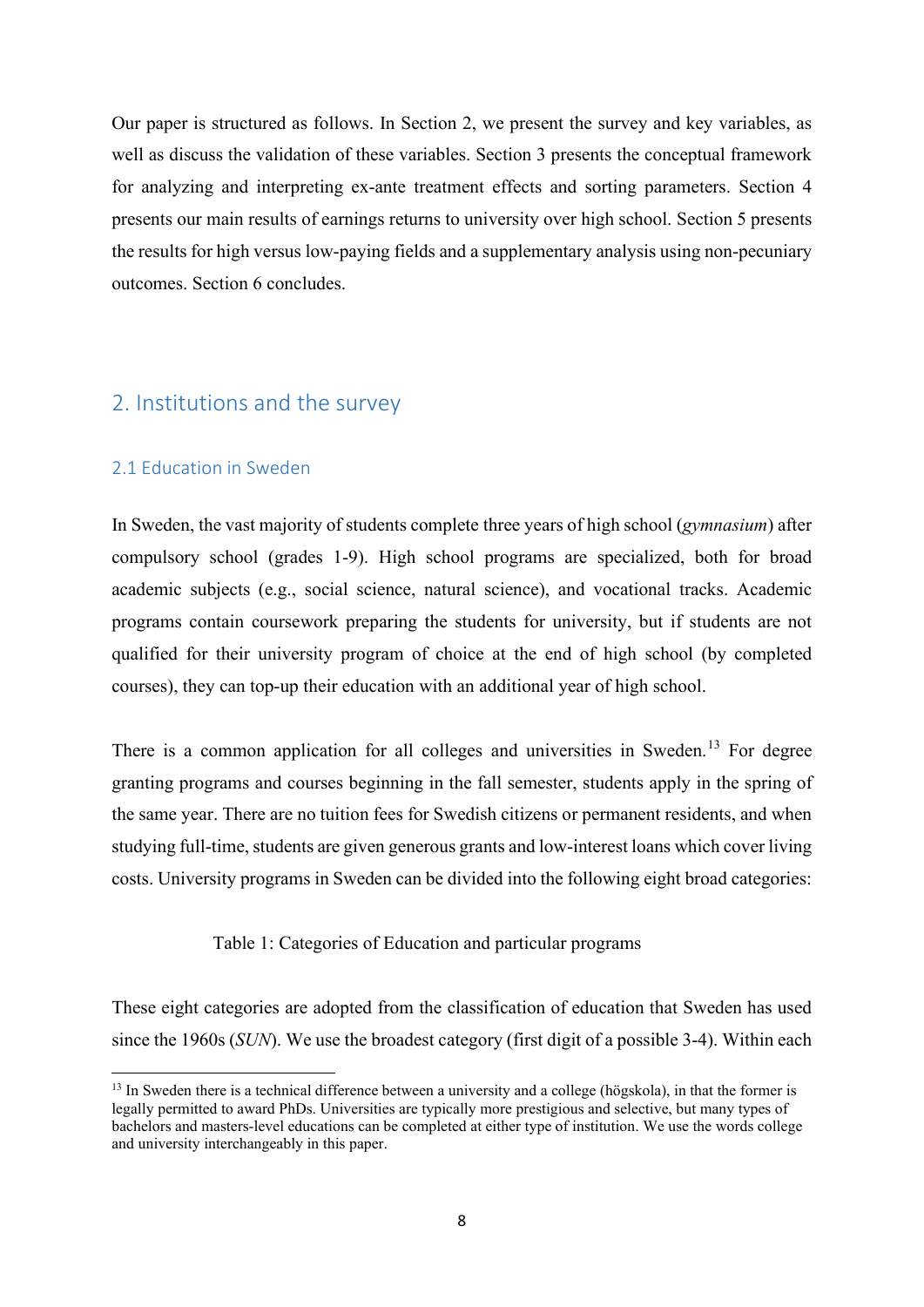Our paper is structured as follows. In Section 2, we present the survey and key variables, as well as discuss the validation of these variables. Section 3 presents the conceptual framework for analyzing and interpreting ex-ante treatment effects and sorting parameters. Section 4 presents our main results of earnings returns to university over high school. Section 5 presents the results for high versus low-paying fields and a supplementary analysis using non-pecuniary outcomes. Section 6 concludes.

## 2. Institutions and the survey

### 2.1 Education in Sweden

In Sweden, the vast majority of students complete three years of high school (*gymnasium*) after compulsory school (grades 1-9). High school programs are specialized, both for broad academic subjects (e.g., social science, natural science), and vocational tracks. Academic programs contain coursework preparing the students for university, but if students are not qualified for their university program of choice at the end of high school (by completed courses), they can top-up their education with an additional year of high school.

There is a common application for all colleges and universities in Sweden.[13] For degree granting programs and courses beginning in the fall semester, students apply in the spring of the same year. There are no tuition fees for Swedish citizens or permanent residents, and when studying full-time, students are given generous grants and low-interest loans which cover living costs. University programs in Sweden can be divided into the following eight broad categories:

Table 1: Categories of Education and particular programs

These eight categories are adopted from the classification of education that Sweden has used since the 1960s (*SUN*). We use the broadest category (first digit of a possible 3-4). Within each

[13] In Sweden there is a technical difference between a university and a college (högskola), in that the former is legally permitted to award PhDs. Universities are typically more prestigious and selective, but many types of bachelors and masters-level educations can be completed at either type of institution. We use the words college and university interchangeably in this paper.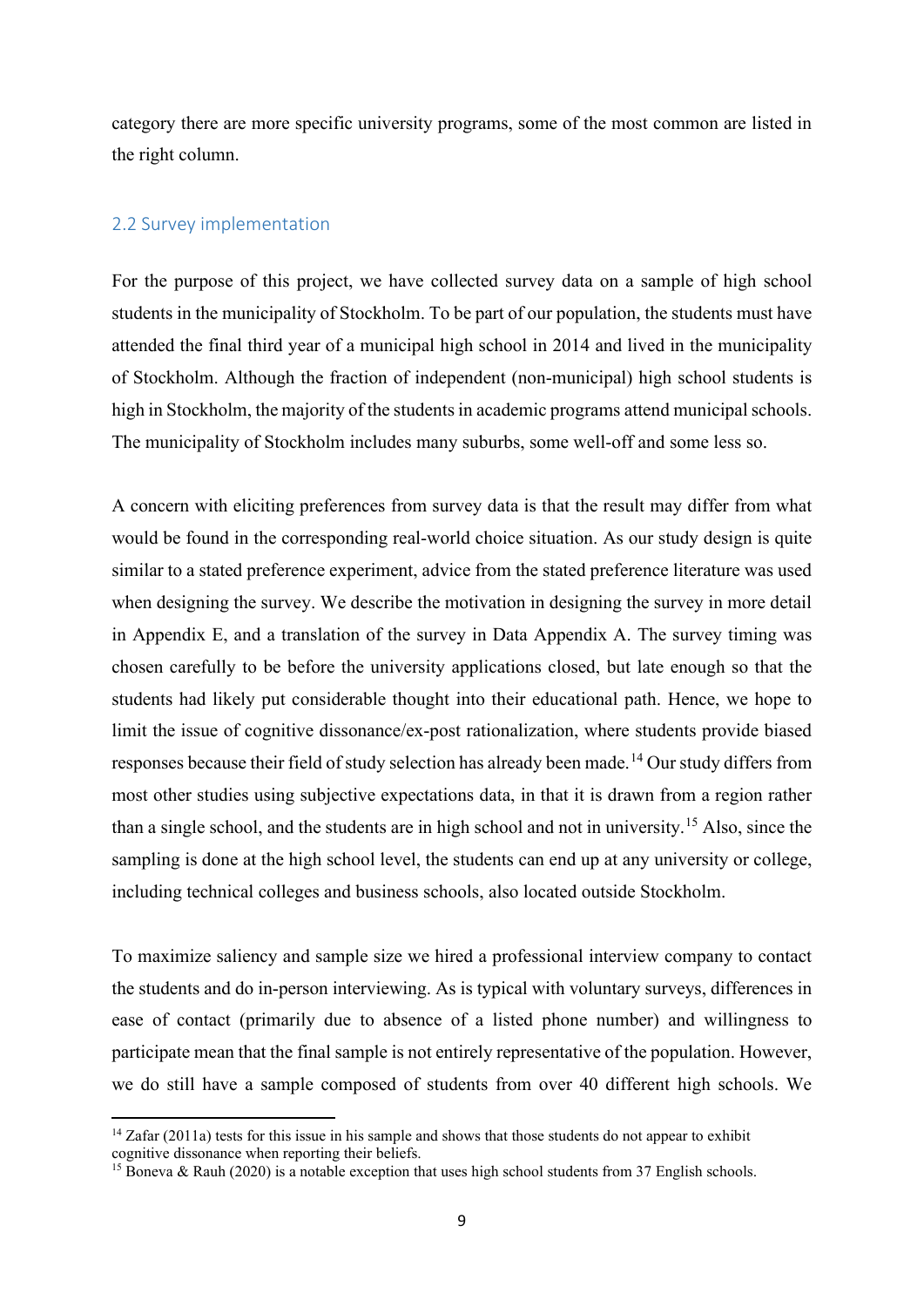category there are more specific university programs, some of the most common are listed in the right column.

## 2.2 Survey implementation

For the purpose of this project, we have collected survey data on a sample of high school students in the municipality of Stockholm. To be part of our population, the students must have attended the final third year of a municipal high school in 2014 and lived in the municipality of Stockholm. Although the fraction of independent (non-municipal) high school students is high in Stockholm, the majority of the students in academic programs attend municipal schools. The municipality of Stockholm includes many suburbs, some well-off and some less so.

A concern with eliciting preferences from survey data is that the result may differ from what would be found in the corresponding real-world choice situation. As our study design is quite similar to a stated preference experiment, advice from the stated preference literature was used when designing the survey. We describe the motivation in designing the survey in more detail in Appendix E, and a translation of the survey in Data Appendix A. The survey timing was chosen carefully to be before the university applications closed, but late enough so that the students had likely put considerable thought into their educational path. Hence, we hope to limit the issue of cognitive dissonance/ex-post rationalization, where students provide biased responses because their field of study selection has already been made.[14] Our study differs from most other studies using subjective expectations data, in that it is drawn from a region rather than a single school, and the students are in high school and not in university.[15] Also, since the sampling is done at the high school level, the students can end up at any university or college, including technical colleges and business schools, also located outside Stockholm.

To maximize saliency and sample size we hired a professional interview company to contact the students and do in-person interviewing. As is typical with voluntary surveys, differences in ease of contact (primarily due to absence of a listed phone number) and willingness to participate mean that the final sample is not entirely representative of the population. However, we do still have a sample composed of students from over 40 different high schools. We

[14] Zafar (2011a) tests for this issue in his sample and shows that those students do not appear to exhibit cognitive dissonance when reporting their beliefs.

[15] Boneva & Rauh (2020) is a notable exception that uses high school students from 37 English schools.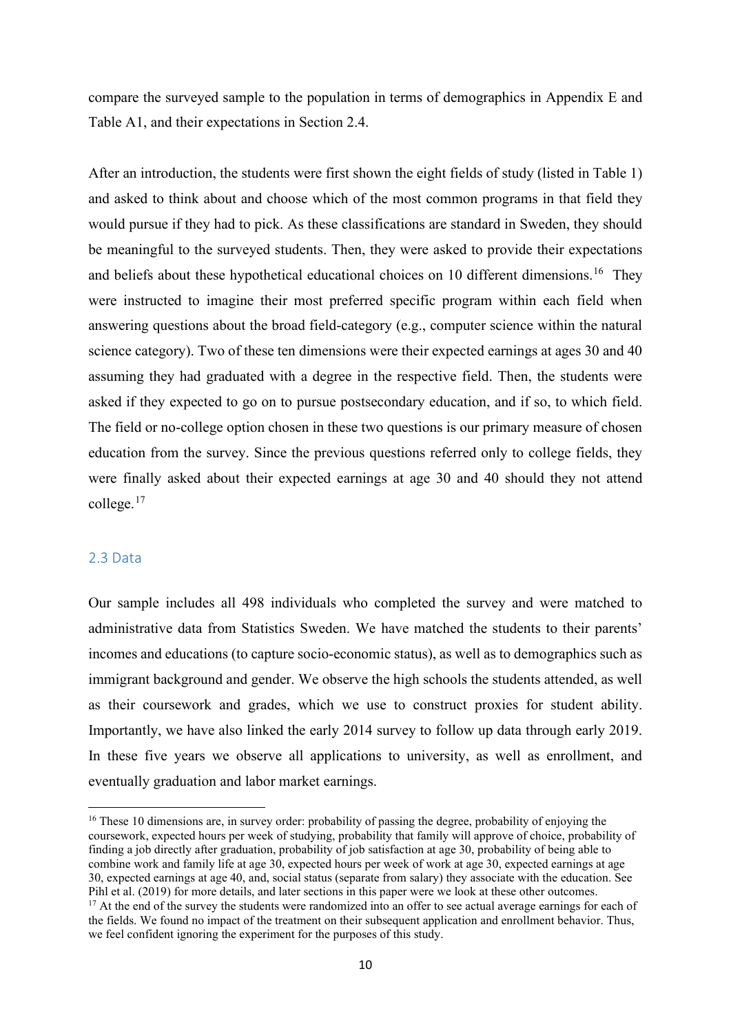compare the surveyed sample to the population in terms of demographics in Appendix E and Table A1, and their expectations in Section 2.4.

After an introduction, the students were first shown the eight fields of study (listed in Table 1) and asked to think about and choose which of the most common programs in that field they would pursue if they had to pick. As these classifications are standard in Sweden, they should be meaningful to the surveyed students. Then, they were asked to provide their expectations and beliefs about these hypothetical educational choices on 10 different dimensions.[16] They were instructed to imagine their most preferred specific program within each field when answering questions about the broad field-category (e.g., computer science within the natural science category). Two of these ten dimensions were their expected earnings at ages 30 and 40 assuming they had graduated with a degree in the respective field. Then, the students were asked if they expected to go on to pursue postsecondary education, and if so, to which field. The field or no-college option chosen in these two questions is our primary measure of chosen education from the survey. Since the previous questions referred only to college fields, they were finally asked about their expected earnings at age 30 and 40 should they not attend college.[17]

## 2.3 Data

Our sample includes all 498 individuals who completed the survey and were matched to administrative data from Statistics Sweden. We have matched the students to their parents' incomes and educations (to capture socio-economic status), as well as to demographics such as immigrant background and gender. We observe the high schools the students attended, as well as their coursework and grades, which we use to construct proxies for student ability. Importantly, we have also linked the early 2014 survey to follow up data through early 2019. In these five years we observe all applications to university, as well as enrollment, and eventually graduation and labor market earnings.

---

[16] These 10 dimensions are, in survey order: probability of passing the degree, probability of enjoying the coursework, expected hours per week of studying, probability that family will approve of choice, probability of finding a job directly after graduation, probability of job satisfaction at age 30, probability of being able to combine work and family life at age 30, expected hours per week of work at age 30, expected earnings at age 30, expected earnings at age 40, and, social status (separate from salary) they associate with the education. See Pihl et al. (2019) for more details, and later sections in this paper were we look at these other outcomes.

[17] At the end of the survey the students were randomized into an offer to see actual average earnings for each of the fields. We found no impact of the treatment on their subsequent application and enrollment behavior. Thus, we feel confident ignoring the experiment for the purposes of this study.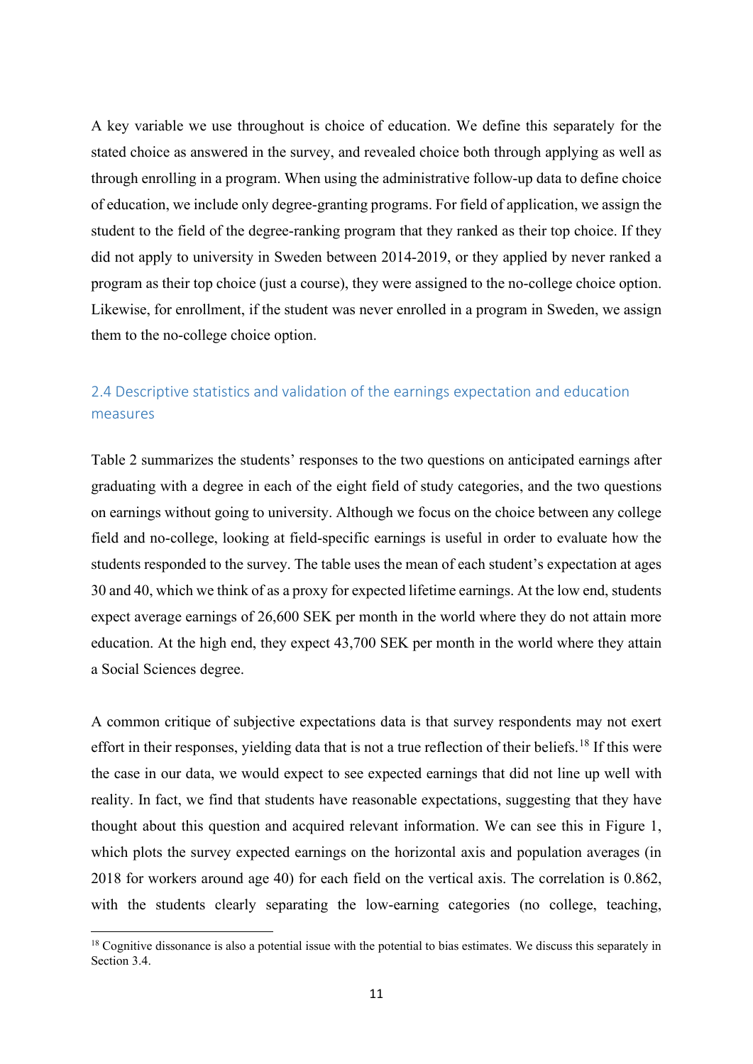A key variable we use throughout is choice of education. We define this separately for the stated choice as answered in the survey, and revealed choice both through applying as well as through enrolling in a program. When using the administrative follow-up data to define choice of education, we include only degree-granting programs. For field of application, we assign the student to the field of the degree-ranking program that they ranked as their top choice. If they did not apply to university in Sweden between 2014-2019, or they applied by never ranked a program as their top choice (just a course), they were assigned to the no-college choice option. Likewise, for enrollment, if the student was never enrolled in a program in Sweden, we assign them to the no-college choice option.

## 2.4 Descriptive statistics and validation of the earnings expectation and education measures

Table 2 summarizes the students' responses to the two questions on anticipated earnings after graduating with a degree in each of the eight field of study categories, and the two questions on earnings without going to university. Although we focus on the choice between any college field and no-college, looking at field-specific earnings is useful in order to evaluate how the students responded to the survey. The table uses the mean of each student's expectation at ages 30 and 40, which we think of as a proxy for expected lifetime earnings. At the low end, students expect average earnings of 26,600 SEK per month in the world where they do not attain more education. At the high end, they expect 43,700 SEK per month in the world where they attain a Social Sciences degree.

A common critique of subjective expectations data is that survey respondents may not exert effort in their responses, yielding data that is not a true reflection of their beliefs.[18] If this were the case in our data, we would expect to see expected earnings that did not line up well with reality. In fact, we find that students have reasonable expectations, suggesting that they have thought about this question and acquired relevant information. We can see this in Figure 1, which plots the survey expected earnings on the horizontal axis and population averages (in 2018 for workers around age 40) for each field on the vertical axis. The correlation is 0.862, with the students clearly separating the low-earning categories (no college, teaching,

[18] Cognitive dissonance is also a potential issue with the potential to bias estimates. We discuss this separately in Section 3.4.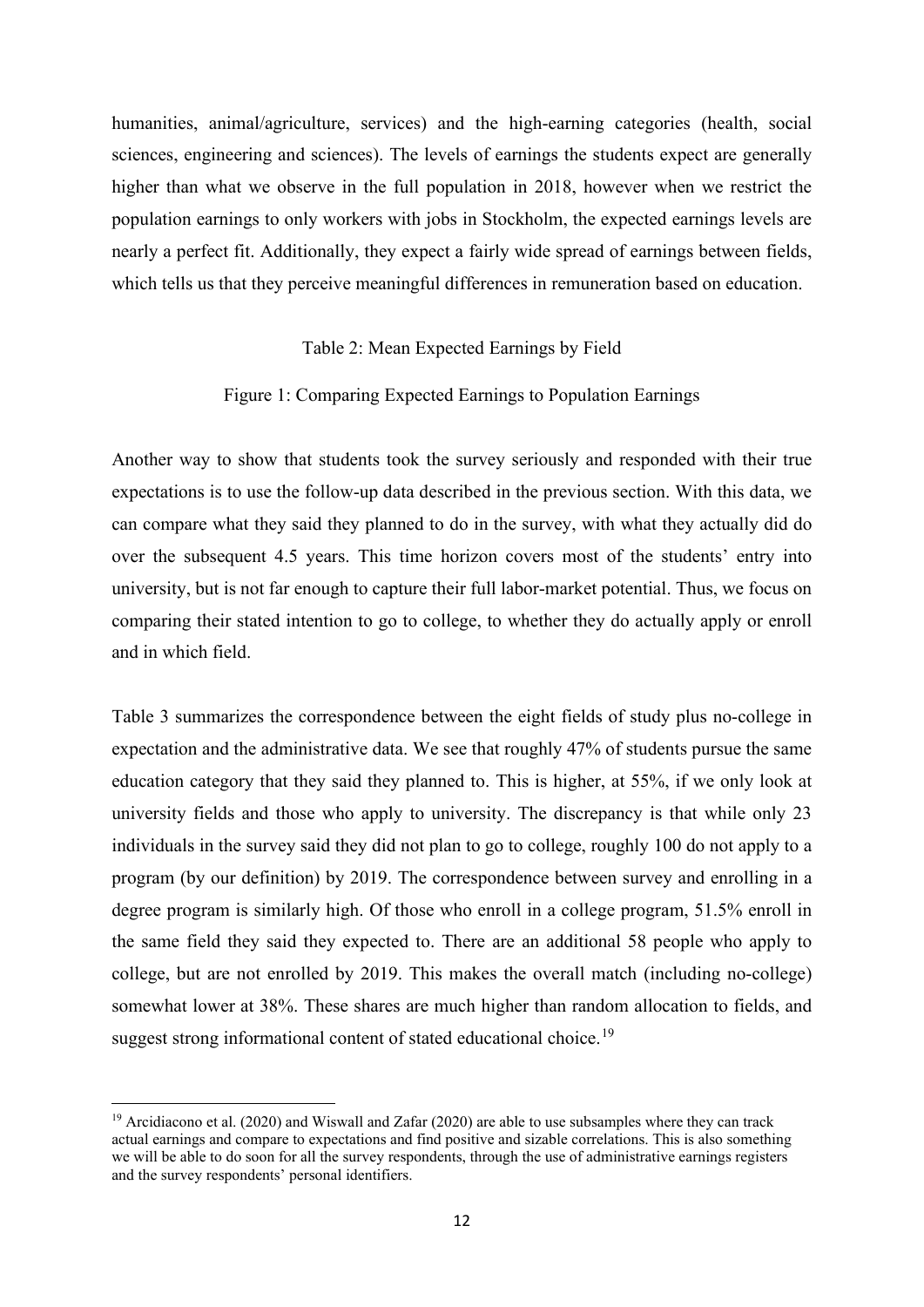humanities, animal/agriculture, services) and the high-earning categories (health, social sciences, engineering and sciences). The levels of earnings the students expect are generally higher than what we observe in the full population in 2018, however when we restrict the population earnings to only workers with jobs in Stockholm, the expected earnings levels are nearly a perfect fit. Additionally, they expect a fairly wide spread of earnings between fields, which tells us that they perceive meaningful differences in remuneration based on education.

Table 2: Mean Expected Earnings by Field

Figure 1: Comparing Expected Earnings to Population Earnings

Another way to show that students took the survey seriously and responded with their true expectations is to use the follow-up data described in the previous section. With this data, we can compare what they said they planned to do in the survey, with what they actually did do over the subsequent 4.5 years. This time horizon covers most of the students' entry into university, but is not far enough to capture their full labor-market potential. Thus, we focus on comparing their stated intention to go to college, to whether they do actually apply or enroll and in which field.

Table 3 summarizes the correspondence between the eight fields of study plus no-college in expectation and the administrative data. We see that roughly 47% of students pursue the same education category that they said they planned to. This is higher, at 55%, if we only look at university fields and those who apply to university. The discrepancy is that while only 23 individuals in the survey said they did not plan to go to college, roughly 100 do not apply to a program (by our definition) by 2019. The correspondence between survey and enrolling in a degree program is similarly high. Of those who enroll in a college program, 51.5% enroll in the same field they said they expected to. There are an additional 58 people who apply to college, but are not enrolled by 2019. This makes the overall match (including no-college) somewhat lower at 38%. These shares are much higher than random allocation to fields, and suggest strong informational content of stated educational choice.[19]

[19] Arcidiacono et al. (2020) and Wiswall and Zafar (2020) are able to use subsamples where they can track actual earnings and compare to expectations and find positive and sizable correlations. This is also something we will be able to do soon for all the survey respondents, through the use of administrative earnings registers and the survey respondents' personal identifiers.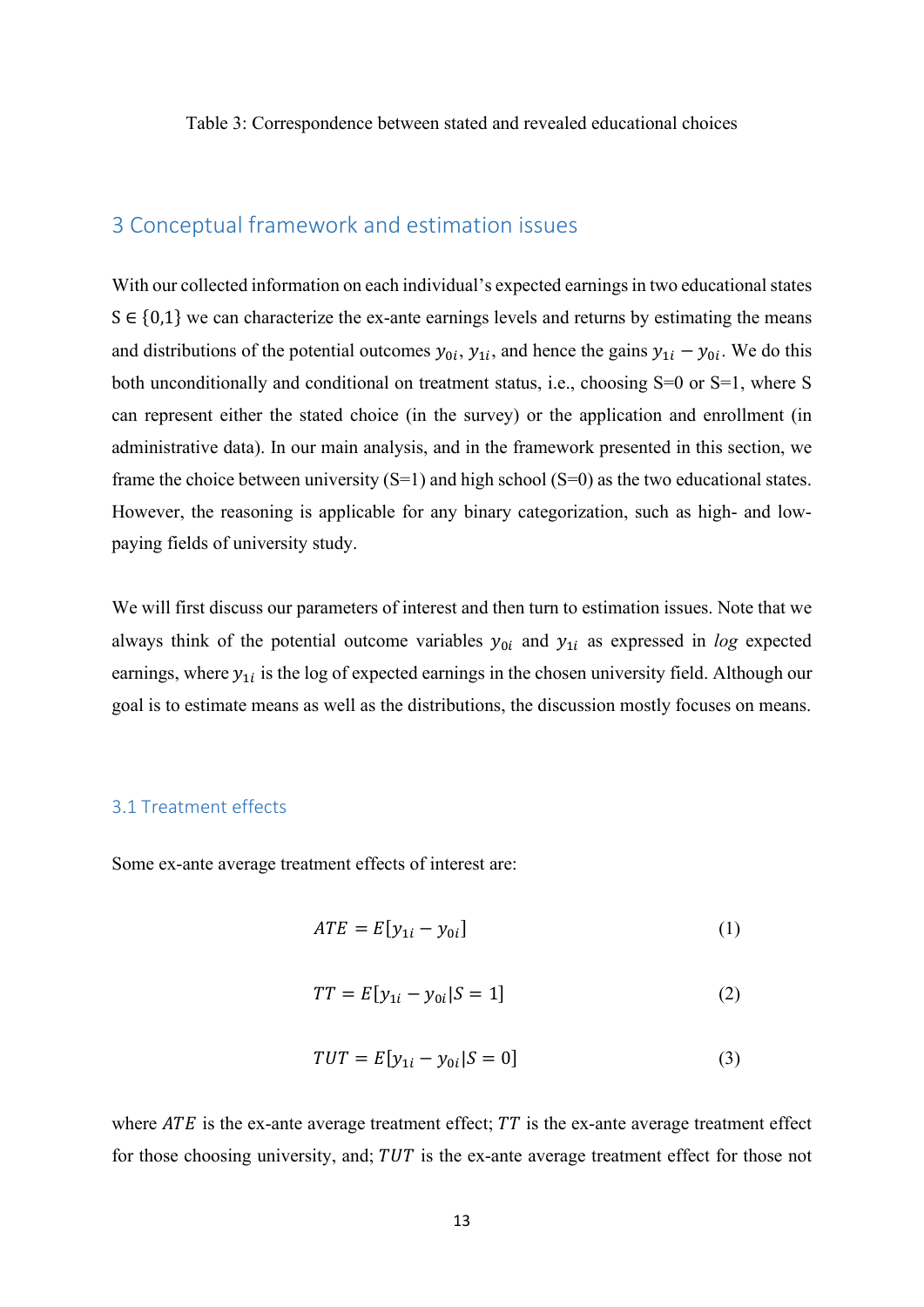Table 3: Correspondence between stated and revealed educational choices

## 3 Conceptual framework and estimation issues

With our collected information on each individual's expected earnings in two educational states $S \in \{0,1\}$ we can characterize the ex-ante earnings levels and returns by estimating the means and distributions of the potential outcomes $y_{0i}$, $y_{1i}$, and hence the gains $y_{1i} - y_{0i}$. We do this both unconditionally and conditional on treatment status, i.e., choosing S=0 or S=1, where S can represent either the stated choice (in the survey) or the application and enrollment (in administrative data). In our main analysis, and in the framework presented in this section, we frame the choice between university (S=1) and high school (S=0) as the two educational states. However, the reasoning is applicable for any binary categorization, such as high- and low-paying fields of university study.

We will first discuss our parameters of interest and then turn to estimation issues. Note that we always think of the potential outcome variables $y_{0i}$ and $y_{1i}$ as expressed in *log* expected earnings, where $y_{1i}$ is the log of expected earnings in the chosen university field. Although our goal is to estimate means as well as the distributions, the discussion mostly focuses on means.

### 3.1 Treatment effects

Some ex-ante average treatment effects of interest are:

$$ATE = E[y_{1i} - y_{0i}] \tag{1}$$

$$TT = E[y_{1i} - y_{0i} | S = 1] \tag{2}$$

$$TUT = E[y_{1i} - y_{0i} | S = 0] \tag{3}$$

where $ATE$ is the ex-ante average treatment effect; $TT$ is the ex-ante average treatment effect for those choosing university, and; $TUT$ is the ex-ante average treatment effect for those not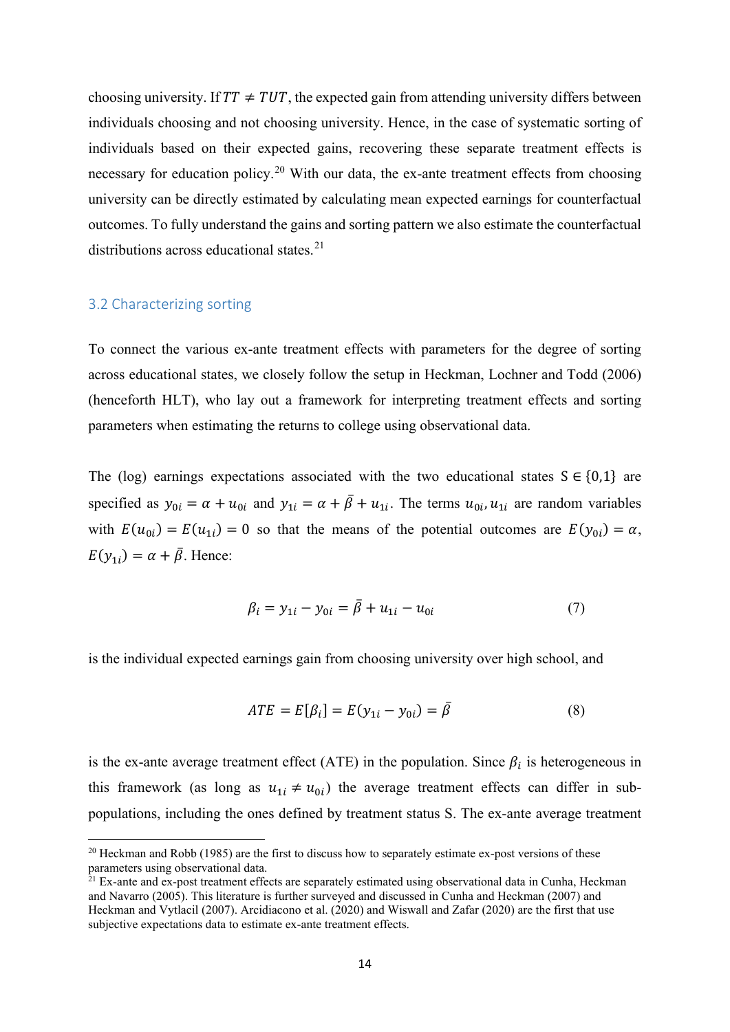choosing university. If $TT \neq TUT$, the expected gain from attending university differs between individuals choosing and not choosing university. Hence, in the case of systematic sorting of individuals based on their expected gains, recovering these separate treatment effects is necessary for education policy.[20] With our data, the ex-ante treatment effects from choosing university can be directly estimated by calculating mean expected earnings for counterfactual outcomes. To fully understand the gains and sorting pattern we also estimate the counterfactual distributions across educational states.[21]

## 3.2 Characterizing sorting

To connect the various ex-ante treatment effects with parameters for the degree of sorting across educational states, we closely follow the setup in Heckman, Lochner and Todd (2006) (henceforth HLT), who lay out a framework for interpreting treatment effects and sorting parameters when estimating the returns to college using observational data.

The (log) earnings expectations associated with the two educational states $S \in \{0,1\}$ are specified as $y_{0i} = \alpha + u_{0i}$ and $y_{1i} = \alpha + \bar{\beta} + u_{1i}$. The terms $u_{0i}, u_{1i}$ are random variables with $E(u_{0i}) = E(u_{1i}) = 0$ so that the means of the potential outcomes are $E(y_{0i}) = \alpha$, $E(y_{1i}) = \alpha + \bar{\beta}$. Hence:

$$\beta_i = y_{1i} - y_{0i} = \bar{\beta} + u_{1i} - u_{0i} \tag{7}$$

is the individual expected earnings gain from choosing university over high school, and

$$ATE = E[\beta_i] = E(y_{1i} - y_{0i}) = \bar{\beta} \tag{8}$$

is the ex-ante average treatment effect (ATE) in the population. Since $\beta_i$ is heterogeneous in this framework (as long as $u_{1i} \neq u_{0i}$) the average treatment effects can differ in sub-populations, including the ones defined by treatment status S. The ex-ante average treatment

[20] Heckman and Robb (1985) are the first to discuss how to separately estimate ex-post versions of these parameters using observational data.

[21] Ex-ante and ex-post treatment effects are separately estimated using observational data in Cunha, Heckman and Navarro (2005). This literature is further surveyed and discussed in Cunha and Heckman (2007) and Heckman and Vytlacil (2007). Arcidiacono et al. (2020) and Wiswall and Zafar (2020) are the first that use subjective expectations data to estimate ex-ante treatment effects.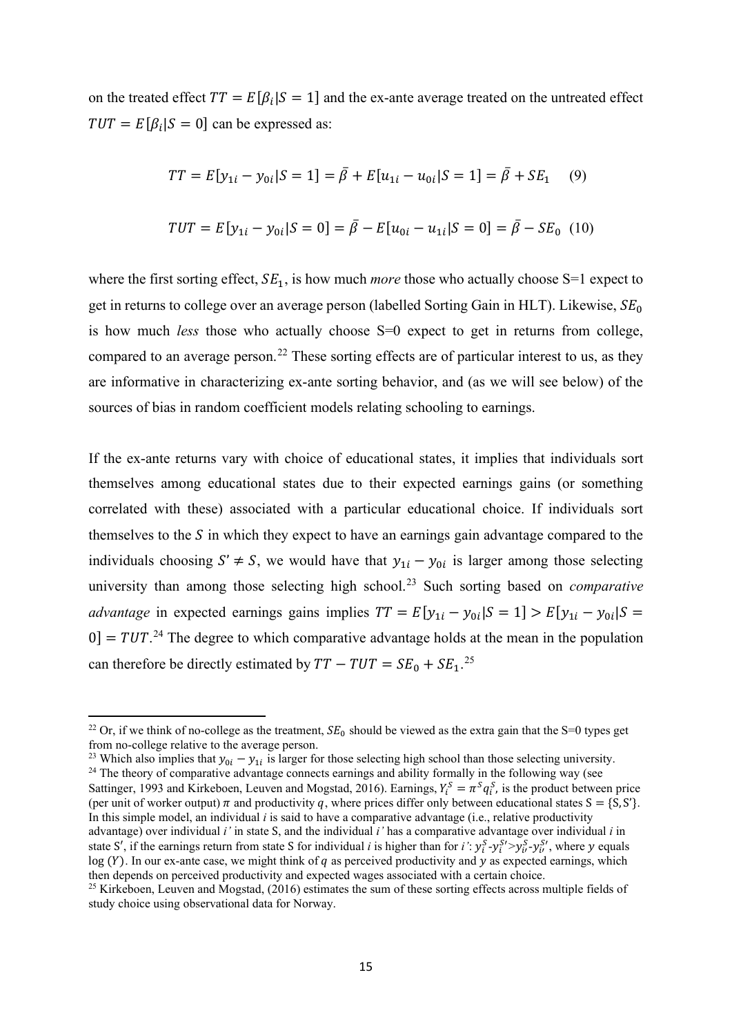on the treated effect $TT = E[\beta_i|S=1]$ and the ex-ante average treated on the untreated effect $TUT = E[\beta_i|S=0]$ can be expressed as:

$$TT = E[y_{1i} - y_{0i}|S=1] = \bar{\beta} + E[u_{1i} - u_{0i}|S=1] = \bar{\beta} + SE_1 \quad (9)$$

$$TUT = E[y_{1i} - y_{0i}|S=0] = \bar{\beta} - E[u_{0i} - u_{1i}|S=0] = \bar{\beta} - SE_0 \quad (10)$$

where the first sorting effect, $SE_1$, is how much *more* those who actually choose S=1 expect to get in returns to college over an average person (labelled Sorting Gain in HLT). Likewise, $SE_0$ is how much *less* those who actually choose S=0 expect to get in returns from college, compared to an average person.[22] These sorting effects are of particular interest to us, as they are informative in characterizing ex-ante sorting behavior, and (as we will see below) of the sources of bias in random coefficient models relating schooling to earnings.

If the ex-ante returns vary with choice of educational states, it implies that individuals sort themselves among educational states due to their expected earnings gains (or something correlated with these) associated with a particular educational choice. If individuals sort themselves to the $S$ in which they expect to have an earnings gain advantage compared to the individuals choosing $S' \neq S$, we would have that $y_{1i} - y_{0i}$ is larger among those selecting university than among those selecting high school.[23] Such sorting based on *comparative advantage* in expected earnings gains implies $TT = E[y_{1i} - y_{0i}|S=1] > E[y_{1i} - y_{0i}|S=0] = TUT$.[24] The degree to which comparative advantage holds at the mean in the population can therefore be directly estimated by $TT - TUT = SE_0 + SE_1$.[25]

---

[22] Or, if we think of no-college as the treatment, $SE_0$ should be viewed as the extra gain that the S=0 types get from no-college relative to the average person.

[23] Which also implies that $y_{0i} - y_{1i}$ is larger for those selecting high school than those selecting university.

[24] The theory of comparative advantage connects earnings and ability formally in the following way (see Sattinger, 1993 and Kirkeboen, Leuven and Mogstad, 2016). Earnings, $Y_i^S = \pi^S q_i^S$, is the product between price (per unit of worker output) $\pi$ and productivity $q$, where prices differ only between educational states $S = \{S, S'\}$. In this simple model, an individual *i* is said to have a comparative advantage (i.e., relative productivity advantage) over individual *i'* in state S, and the individual *i'* has a comparative advantage over individual *i* in state $S'$, if the earnings return from state S for individual *i* is higher than for *i'*: $y_i^S - y_i^{S'} > y_{i'}^S - y_{i'}^{S'}$, where $y$ equals $\log(Y)$. In our ex-ante case, we might think of $q$ as perceived productivity and $y$ as expected earnings, which then depends on perceived productivity and expected wages associated with a certain choice.

[25] Kirkeboen, Leuven and Mogstad, (2016) estimates the sum of these sorting effects across multiple fields of study choice using observational data for Norway.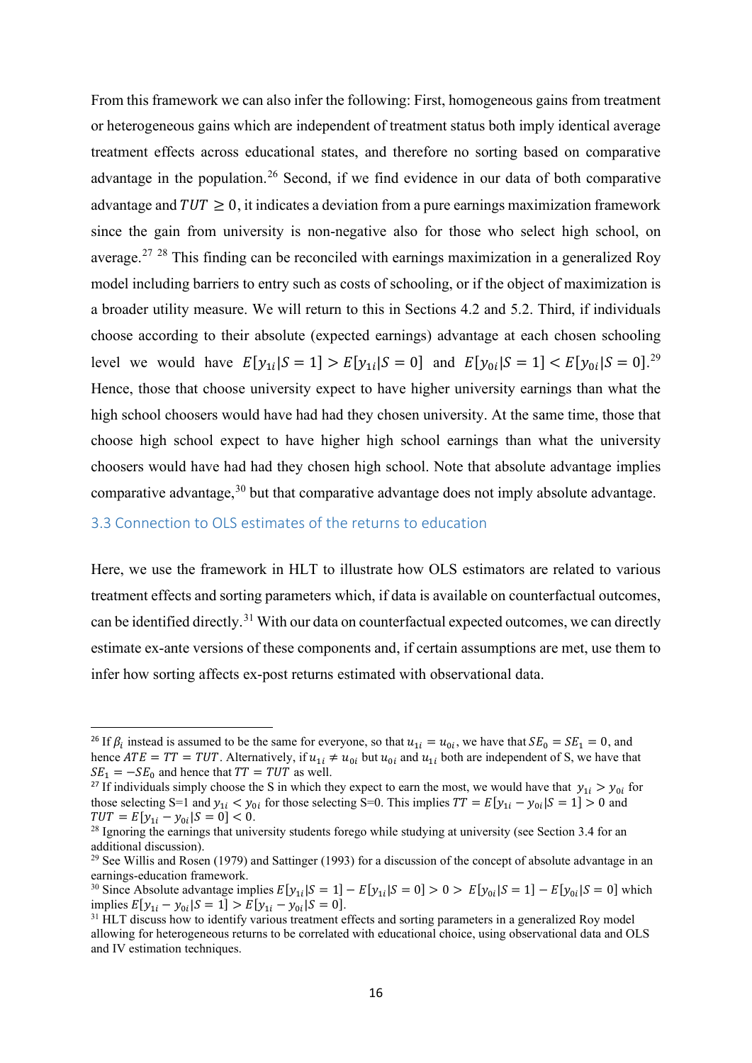From this framework we can also infer the following: First, homogeneous gains from treatment or heterogeneous gains which are independent of treatment status both imply identical average treatment effects across educational states, and therefore no sorting based on comparative advantage in the population.[26] Second, if we find evidence in our data of both comparative advantage and $TUT \geq 0$, it indicates a deviation from a pure earnings maximization framework since the gain from university is non-negative also for those who select high school, on average.[27] [28] This finding can be reconciled with earnings maximization in a generalized Roy model including barriers to entry such as costs of schooling, or if the object of maximization is a broader utility measure. We will return to this in Sections 4.2 and 5.2. Third, if individuals choose according to their absolute (expected earnings) advantage at each chosen schooling level we would have $E[y_{1i}|S = 1] > E[y_{1i}|S = 0]$ and $E[y_{0i}|S = 1] < E[y_{0i}|S = 0]$.[29] Hence, those that choose university expect to have higher university earnings than what the high school choosers would have had had they chosen university. At the same time, those that choose high school expect to have higher high school earnings than what the university choosers would have had had they chosen high school. Note that absolute advantage implies comparative advantage,[30] but that comparative advantage does not imply absolute advantage.

### 3.3 Connection to OLS estimates of the returns to education

Here, we use the framework in HLT to illustrate how OLS estimators are related to various treatment effects and sorting parameters which, if data is available on counterfactual outcomes, can be identified directly.[31] With our data on counterfactual expected outcomes, we can directly estimate ex-ante versions of these components and, if certain assumptions are met, use them to infer how sorting affects ex-post returns estimated with observational data.

---

[26] If $\beta_i$ instead is assumed to be the same for everyone, so that $u_{1i} = u_{0i}$, we have that $SE_0 = SE_1 = 0$, and hence $ATE = TT = TUT$. Alternatively, if $u_{1i} \neq u_{0i}$ but $u_{0i}$ and $u_{1i}$ both are independent of S, we have that $SE_1 = -SE_0$ and hence that $TT = TUT$ as well.

[27] If individuals simply choose the S in which they expect to earn the most, we would have that $y_{1i} > y_{0i}$ for those selecting S=1 and $y_{1i} < y_{0i}$ for those selecting S=0. This implies $TT = E[y_{1i} - y_{0i}|S = 1] > 0$ and $TUT = E[y_{1i} - y_{0i}|S = 0] < 0$.

[28] Ignoring the earnings that university students forego while studying at university (see Section 3.4 for an additional discussion).

[29] See Willis and Rosen (1979) and Sattinger (1993) for a discussion of the concept of absolute advantage in an earnings-education framework.

[30] Since Absolute advantage implies $E[y_{1i}|S = 1] - E[y_{1i}|S = 0] > 0 > E[y_{0i}|S = 1] - E[y_{0i}|S = 0]$ which implies $E[y_{1i} - y_{0i}|S = 1] > E[y_{1i} - y_{0i}|S = 0]$.

[31] HLT discuss how to identify various treatment effects and sorting parameters in a generalized Roy model allowing for heterogeneous returns to be correlated with educational choice, using observational data and OLS and IV estimation techniques.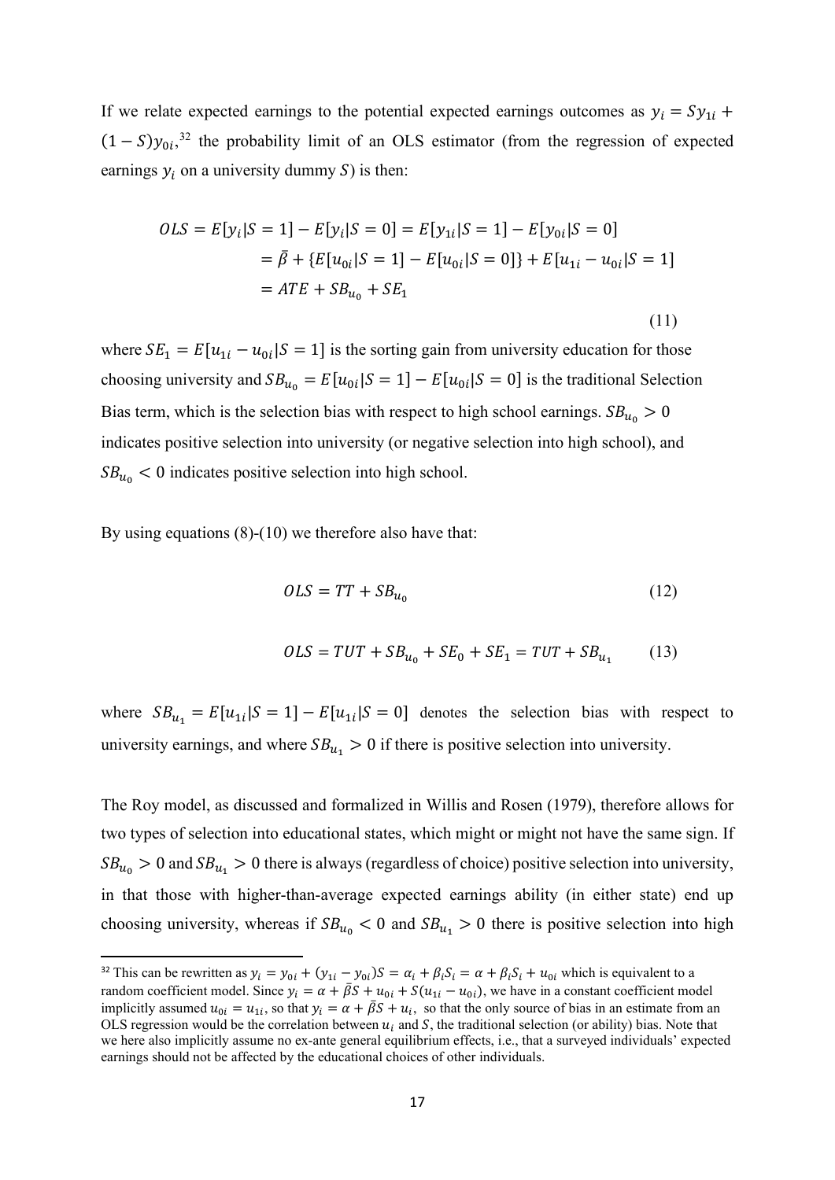If we relate expected earnings to the potential expected earnings outcomes as $y_i = Sy_{1i} + (1-S)y_{0i}$,[32] the probability limit of an OLS estimator (from the regression of expected earnings $y_i$ on a university dummy $S$) is then:

$$
\begin{aligned}
OLS = E[y_i|S=1] - E[y_i|S=0] &= E[y_{1i}|S=1] - E[y_{0i}|S=0] \\
&= \bar{\beta} + \{E[u_{0i}|S=1] - E[u_{0i}|S=0]\} + E[u_{1i} - u_{0i}|S=1] \\
&= ATE + SB_{u_0} + SE_1
\end{aligned}
\tag{11}
$$

where $SE_1 = E[u_{1i} - u_{0i}|S=1]$ is the sorting gain from university education for those choosing university and $SB_{u_0} = E[u_{0i}|S=1] - E[u_{0i}|S=0]$ is the traditional Selection Bias term, which is the selection bias with respect to high school earnings. $SB_{u_0} > 0$ indicates positive selection into university (or negative selection into high school), and $SB_{u_0} < 0$ indicates positive selection into high school.

By using equations (8)-(10) we therefore also have that:

$$
OLS = TT + SB_{u_0} \tag{12}
$$

$$
OLS = TUT + SB_{u_0} + SE_0 + SE_1 = TUT + SB_{u_1} \tag{13}
$$

where $SB_{u_1} = E[u_{1i}|S=1] - E[u_{1i}|S=0]$ denotes the selection bias with respect to university earnings, and where $SB_{u_1} > 0$ if there is positive selection into university.

The Roy model, as discussed and formalized in Willis and Rosen (1979), therefore allows for two types of selection into educational states, which might or might not have the same sign. If $SB_{u_0} > 0$ and $SB_{u_1} > 0$ there is always (regardless of choice) positive selection into university, in that those with higher-than-average expected earnings ability (in either state) end up choosing university, whereas if $SB_{u_0} < 0$ and $SB_{u_1} > 0$ there is positive selection into high

[32] This can be rewritten as $y_i = y_{0i} + (y_{1i} - y_{0i})S = \alpha_i + \beta_i S_i = \alpha + \beta_i S_i + u_{0i}$ which is equivalent to a random coefficient model. Since $y_i = \alpha + \bar{\beta}S + u_{0i} + S(u_{1i} - u_{0i})$, we have in a constant coefficient model implicitly assumed $u_{0i} = u_{1i}$, so that $y_i = \alpha + \bar{\beta}S + u_i$, so that the only source of bias in an estimate from an OLS regression would be the correlation between $u_i$ and $S$, the traditional selection (or ability) bias. Note that we here also implicitly assume no ex-ante general equilibrium effects, i.e., that a surveyed individuals' expected earnings should not be affected by the educational choices of other individuals.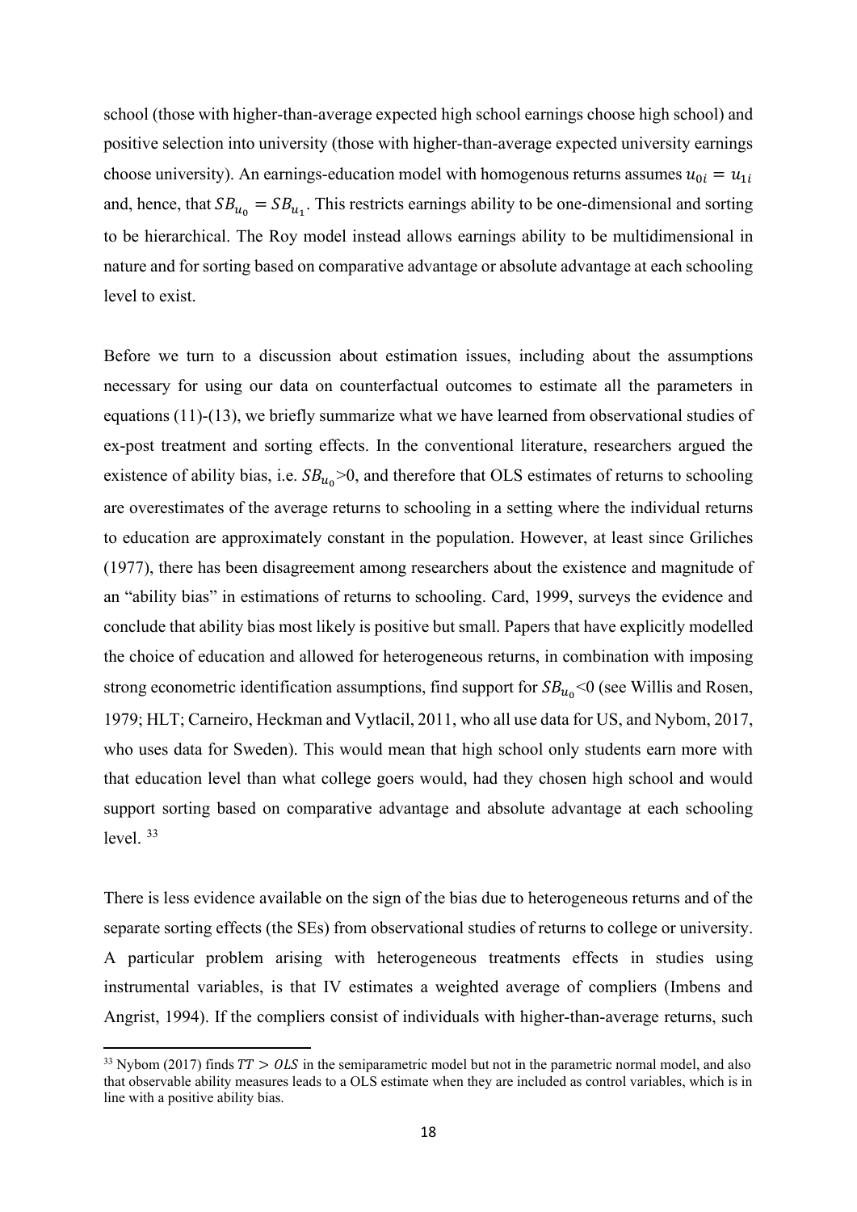school (those with higher-than-average expected high school earnings choose high school) and positive selection into university (those with higher-than-average expected university earnings choose university). An earnings-education model with homogenous returns assumes $u_{0i} = u_{1i}$ and, hence, that $SB_{u_0} = SB_{u_1}$. This restricts earnings ability to be one-dimensional and sorting to be hierarchical. The Roy model instead allows earnings ability to be multidimensional in nature and for sorting based on comparative advantage or absolute advantage at each schooling level to exist.

Before we turn to a discussion about estimation issues, including about the assumptions necessary for using our data on counterfactual outcomes to estimate all the parameters in equations (11)-(13), we briefly summarize what we have learned from observational studies of ex-post treatment and sorting effects. In the conventional literature, researchers argued the existence of ability bias, i.e. $SB_{u_0}>0$, and therefore that OLS estimates of returns to schooling are overestimates of the average returns to schooling in a setting where the individual returns to education are approximately constant in the population. However, at least since Griliches (1977), there has been disagreement among researchers about the existence and magnitude of an "ability bias" in estimations of returns to schooling. Card, 1999, surveys the evidence and conclude that ability bias most likely is positive but small. Papers that have explicitly modelled the choice of education and allowed for heterogeneous returns, in combination with imposing strong econometric identification assumptions, find support for $SB_{u_0}<0$ (see Willis and Rosen, 1979; HLT; Carneiro, Heckman and Vytlacil, 2011, who all use data for US, and Nybom, 2017, who uses data for Sweden). This would mean that high school only students earn more with that education level than what college goers would, had they chosen high school and would support sorting based on comparative advantage and absolute advantage at each schooling level. [33]

There is less evidence available on the sign of the bias due to heterogeneous returns and of the separate sorting effects (the SEs) from observational studies of returns to college or university. A particular problem arising with heterogeneous treatments effects in studies using instrumental variables, is that IV estimates a weighted average of compliers (Imbens and Angrist, 1994). If the compliers consist of individuals with higher-than-average returns, such

[33] Nybom (2017) finds $TT > OLS$ in the semiparametric model but not in the parametric normal model, and also that observable ability measures leads to a OLS estimate when they are included as control variables, which is in line with a positive ability bias.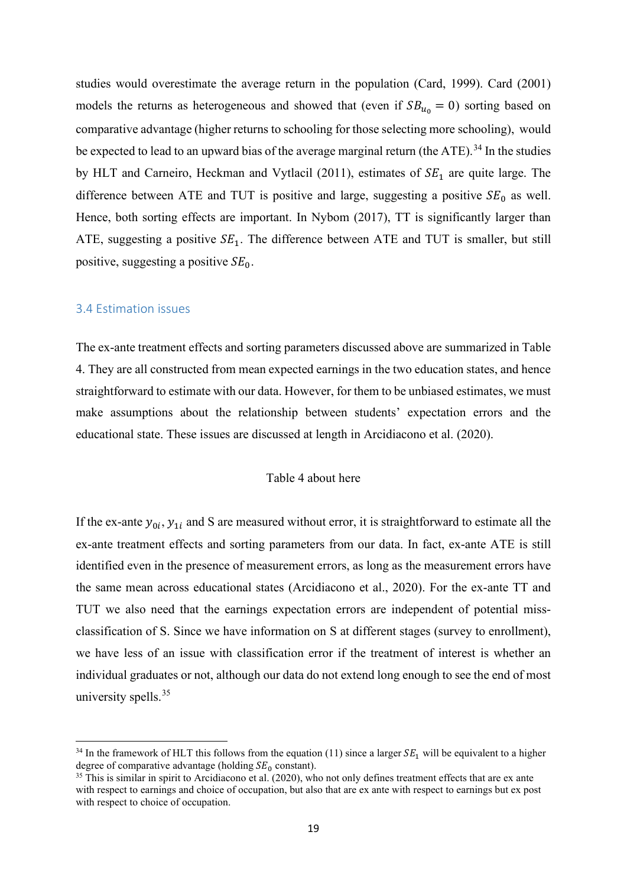studies would overestimate the average return in the population (Card, 1999). Card (2001) models the returns as heterogeneous and showed that (even if $SB_{u_0} = 0$) sorting based on comparative advantage (higher returns to schooling for those selecting more schooling), would be expected to lead to an upward bias of the average marginal return (the ATE).[34] In the studies by HLT and Carneiro, Heckman and Vytlacil (2011), estimates of $SE_1$ are quite large. The difference between ATE and TUT is positive and large, suggesting a positive $SE_0$ as well. Hence, both sorting effects are important. In Nybom (2017), TT is significantly larger than ATE, suggesting a positive $SE_1$. The difference between ATE and TUT is smaller, but still positive, suggesting a positive $SE_0$.

### 3.4 Estimation issues

The ex-ante treatment effects and sorting parameters discussed above are summarized in Table 4. They are all constructed from mean expected earnings in the two education states, and hence straightforward to estimate with our data. However, for them to be unbiased estimates, we must make assumptions about the relationship between students' expectation errors and the educational state. These issues are discussed at length in Arcidiacono et al. (2020).

Table 4 about here

If the ex-ante $y_{0i}, y_{1i}$ and S are measured without error, it is straightforward to estimate all the ex-ante treatment effects and sorting parameters from our data. In fact, ex-ante ATE is still identified even in the presence of measurement errors, as long as the measurement errors have the same mean across educational states (Arcidiacono et al., 2020). For the ex-ante TT and TUT we also need that the earnings expectation errors are independent of potential miss-classification of S. Since we have information on S at different stages (survey to enrollment), we have less of an issue with classification error if the treatment of interest is whether an individual graduates or not, although our data do not extend long enough to see the end of most university spells.[35]

[34] In the framework of HLT this follows from the equation (11) since a larger $SE_1$ will be equivalent to a higher degree of comparative advantage (holding $SE_0$ constant).

[35] This is similar in spirit to Arcidiacono et al. (2020), who not only defines treatment effects that are ex ante with respect to earnings and choice of occupation, but also that are ex ante with respect to earnings but ex post with respect to choice of occupation.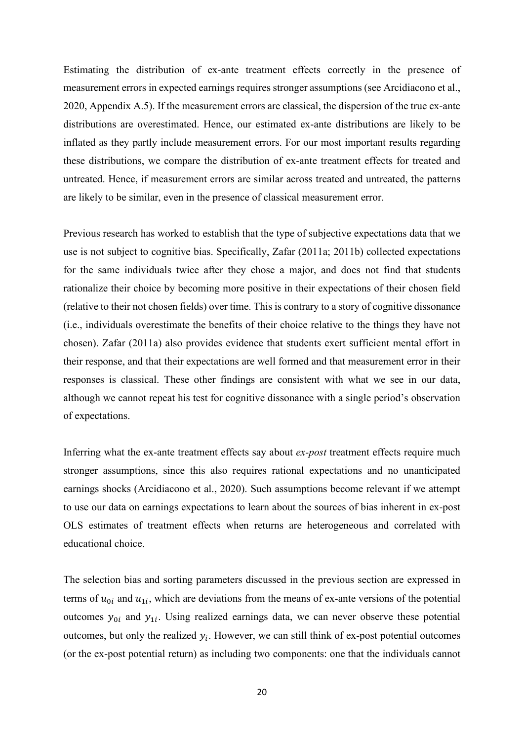Estimating the distribution of ex-ante treatment effects correctly in the presence of measurement errors in expected earnings requires stronger assumptions (see Arcidiacono et al., 2020, Appendix A.5). If the measurement errors are classical, the dispersion of the true ex-ante distributions are overestimated. Hence, our estimated ex-ante distributions are likely to be inflated as they partly include measurement errors. For our most important results regarding these distributions, we compare the distribution of ex-ante treatment effects for treated and untreated. Hence, if measurement errors are similar across treated and untreated, the patterns are likely to be similar, even in the presence of classical measurement error.

Previous research has worked to establish that the type of subjective expectations data that we use is not subject to cognitive bias. Specifically, Zafar (2011a; 2011b) collected expectations for the same individuals twice after they chose a major, and does not find that students rationalize their choice by becoming more positive in their expectations of their chosen field (relative to their not chosen fields) over time. This is contrary to a story of cognitive dissonance (i.e., individuals overestimate the benefits of their choice relative to the things they have not chosen). Zafar (2011a) also provides evidence that students exert sufficient mental effort in their response, and that their expectations are well formed and that measurement error in their responses is classical. These other findings are consistent with what we see in our data, although we cannot repeat his test for cognitive dissonance with a single period's observation of expectations.

Inferring what the ex-ante treatment effects say about *ex-post* treatment effects require much stronger assumptions, since this also requires rational expectations and no unanticipated earnings shocks (Arcidiacono et al., 2020). Such assumptions become relevant if we attempt to use our data on earnings expectations to learn about the sources of bias inherent in ex-post OLS estimates of treatment effects when returns are heterogeneous and correlated with educational choice.

The selection bias and sorting parameters discussed in the previous section are expressed in terms of $u_{0i}$ and $u_{1i}$, which are deviations from the means of ex-ante versions of the potential outcomes $y_{0i}$ and $y_{1i}$. Using realized earnings data, we can never observe these potential outcomes, but only the realized $y_i$. However, we can still think of ex-post potential outcomes (or the ex-post potential return) as including two components: one that the individuals cannot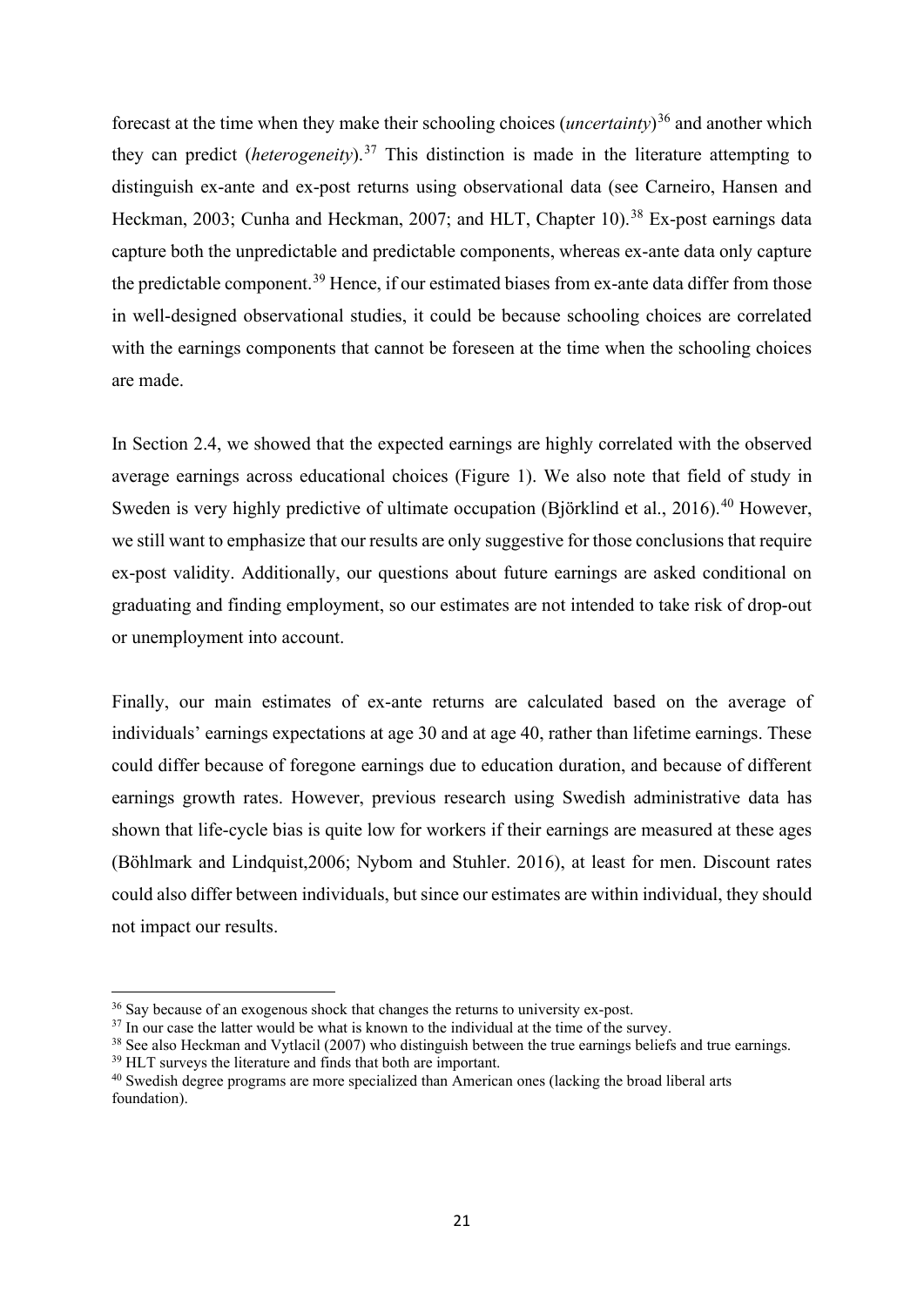forecast at the time when they make their schooling choices (*uncertainty*)[36] and another which they can predict (*heterogeneity*).[37] This distinction is made in the literature attempting to distinguish ex-ante and ex-post returns using observational data (see Carneiro, Hansen and Heckman, 2003; Cunha and Heckman, 2007; and HLT, Chapter 10).[38] Ex-post earnings data capture both the unpredictable and predictable components, whereas ex-ante data only capture the predictable component.[39] Hence, if our estimated biases from ex-ante data differ from those in well-designed observational studies, it could be because schooling choices are correlated with the earnings components that cannot be foreseen at the time when the schooling choices are made.

In Section 2.4, we showed that the expected earnings are highly correlated with the observed average earnings across educational choices (Figure 1). We also note that field of study in Sweden is very highly predictive of ultimate occupation (Björklind et al., 2016).[40] However, we still want to emphasize that our results are only suggestive for those conclusions that require ex-post validity. Additionally, our questions about future earnings are asked conditional on graduating and finding employment, so our estimates are not intended to take risk of drop-out or unemployment into account.

Finally, our main estimates of ex-ante returns are calculated based on the average of individuals' earnings expectations at age 30 and at age 40, rather than lifetime earnings. These could differ because of foregone earnings due to education duration, and because of different earnings growth rates. However, previous research using Swedish administrative data has shown that life-cycle bias is quite low for workers if their earnings are measured at these ages (Böhlmark and Lindquist,2006; Nybom and Stuhler. 2016), at least for men. Discount rates could also differ between individuals, but since our estimates are within individual, they should not impact our results.

---

[36] Say because of an exogenous shock that changes the returns to university ex-post.

[37] In our case the latter would be what is known to the individual at the time of the survey.

[38] See also Heckman and Vytlacil (2007) who distinguish between the true earnings beliefs and true earnings.

[39] HLT surveys the literature and finds that both are important.

[40] Swedish degree programs are more specialized than American ones (lacking the broad liberal arts foundation).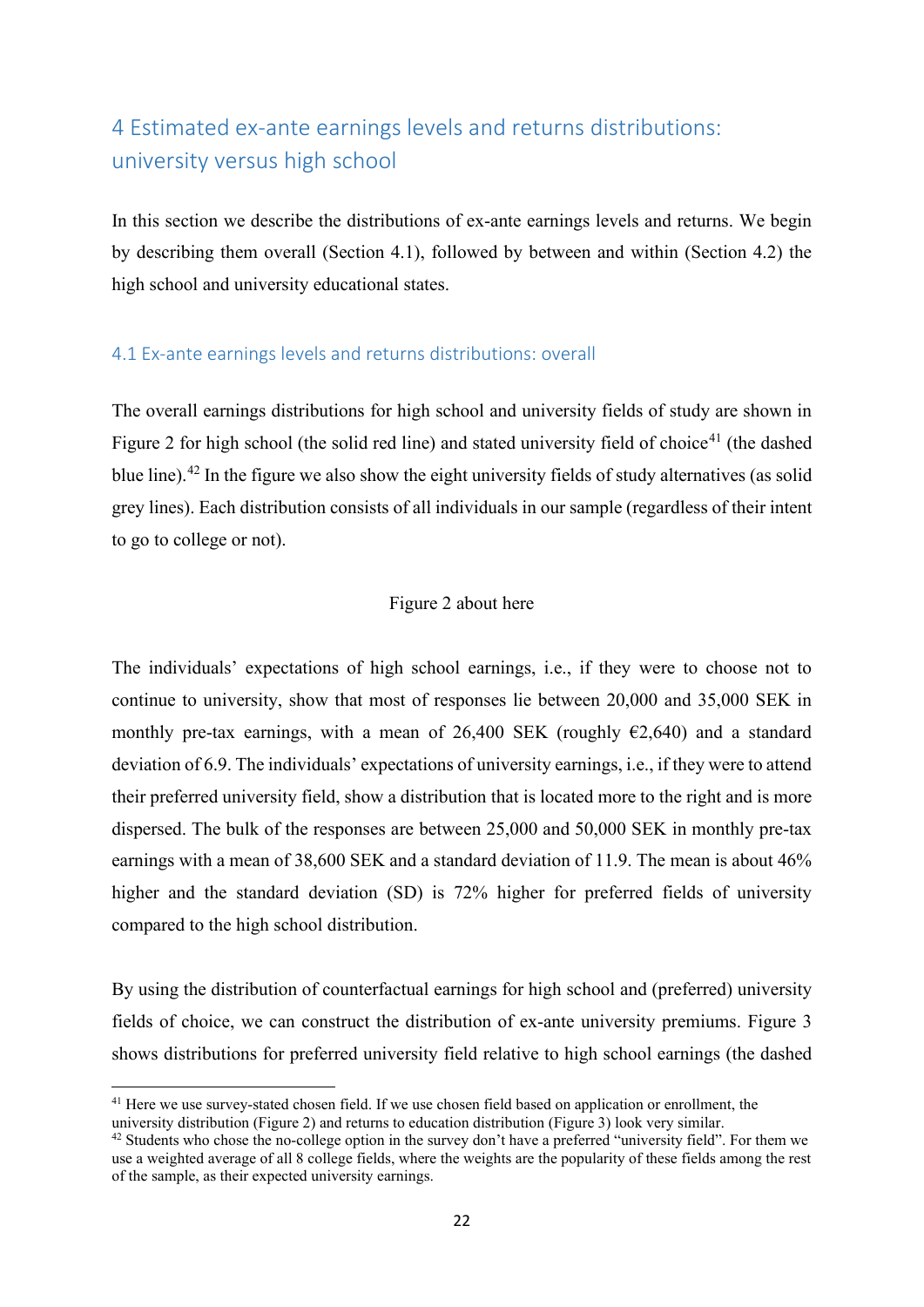## 4 Estimated ex-ante earnings levels and returns distributions: university versus high school

In this section we describe the distributions of ex-ante earnings levels and returns. We begin by describing them overall (Section 4.1), followed by between and within (Section 4.2) the high school and university educational states.

### 4.1 Ex-ante earnings levels and returns distributions: overall

The overall earnings distributions for high school and university fields of study are shown in Figure 2 for high school (the solid red line) and stated university field of choice[41] (the dashed blue line).[42] In the figure we also show the eight university fields of study alternatives (as solid grey lines). Each distribution consists of all individuals in our sample (regardless of their intent to go to college or not).

Figure 2 about here

The individuals' expectations of high school earnings, i.e., if they were to choose not to continue to university, show that most of responses lie between 20,000 and 35,000 SEK in monthly pre-tax earnings, with a mean of 26,400 SEK (roughly €2,640) and a standard deviation of 6.9. The individuals' expectations of university earnings, i.e., if they were to attend their preferred university field, show a distribution that is located more to the right and is more dispersed. The bulk of the responses are between 25,000 and 50,000 SEK in monthly pre-tax earnings with a mean of 38,600 SEK and a standard deviation of 11.9. The mean is about 46% higher and the standard deviation (SD) is 72% higher for preferred fields of university compared to the high school distribution.

By using the distribution of counterfactual earnings for high school and (preferred) university fields of choice, we can construct the distribution of ex-ante university premiums. Figure 3 shows distributions for preferred university field relative to high school earnings (the dashed

[41] Here we use survey-stated chosen field. If we use chosen field based on application or enrollment, the university distribution (Figure 2) and returns to education distribution (Figure 3) look very similar.

[42] Students who chose the no-college option in the survey don't have a preferred "university field". For them we use a weighted average of all 8 college fields, where the weights are the popularity of these fields among the rest of the sample, as their expected university earnings.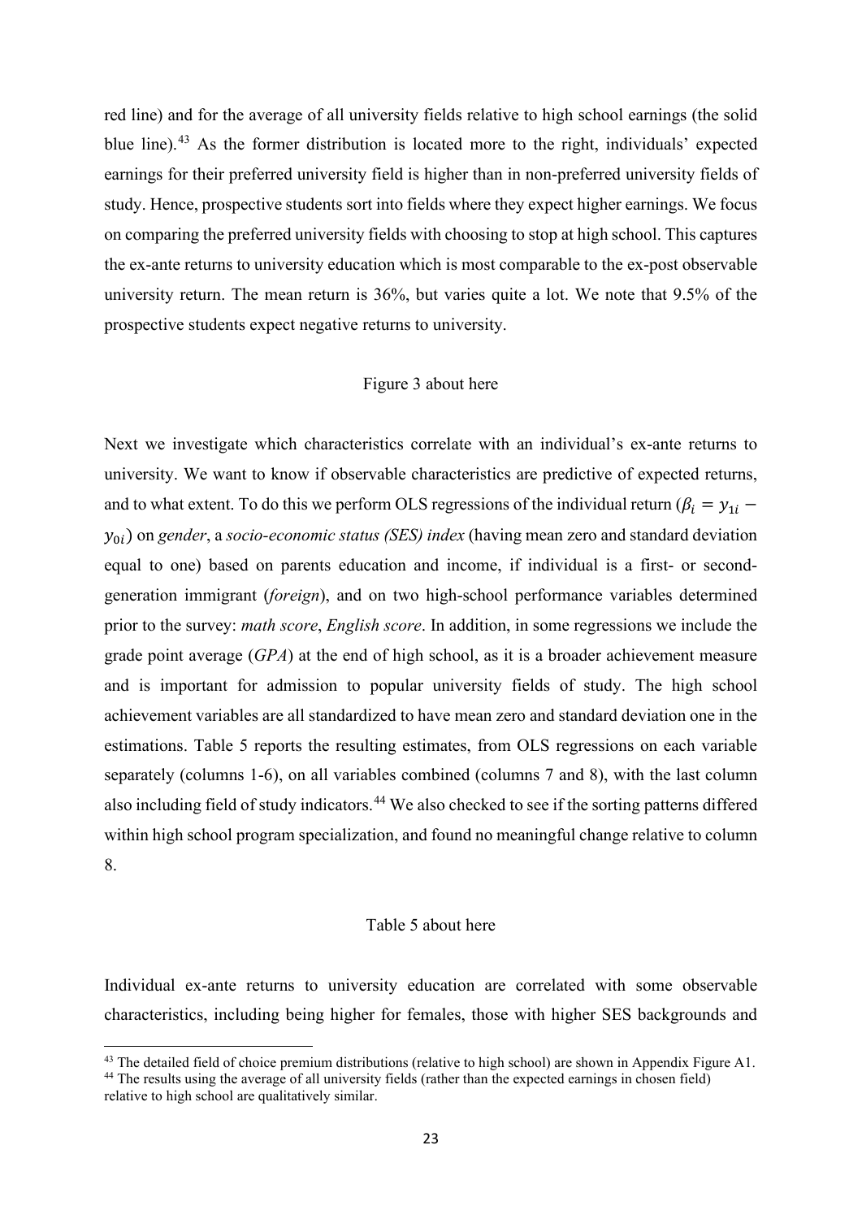red line) and for the average of all university fields relative to high school earnings (the solid blue line).[43] As the former distribution is located more to the right, individuals' expected earnings for their preferred university field is higher than in non-preferred university fields of study. Hence, prospective students sort into fields where they expect higher earnings. We focus on comparing the preferred university fields with choosing to stop at high school. This captures the ex-ante returns to university education which is most comparable to the ex-post observable university return. The mean return is 36%, but varies quite a lot. We note that 9.5% of the prospective students expect negative returns to university.

Figure 3 about here

Next we investigate which characteristics correlate with an individual's ex-ante returns to university. We want to know if observable characteristics are predictive of expected returns, and to what extent. To do this we perform OLS regressions of the individual return ($\beta_i = y_{1i} - y_{0i}$) on *gender*, a *socio-economic status (SES) index* (having mean zero and standard deviation equal to one) based on parents education and income, if individual is a first- or second-generation immigrant (*foreign*), and on two high-school performance variables determined prior to the survey: *math score*, *English score*. In addition, in some regressions we include the grade point average (*GPA*) at the end of high school, as it is a broader achievement measure and is important for admission to popular university fields of study. The high school achievement variables are all standardized to have mean zero and standard deviation one in the estimations. Table 5 reports the resulting estimates, from OLS regressions on each variable separately (columns 1-6), on all variables combined (columns 7 and 8), with the last column also including field of study indicators.[44] We also checked to see if the sorting patterns differed within high school program specialization, and found no meaningful change relative to column 8.

Table 5 about here

Individual ex-ante returns to university education are correlated with some observable characteristics, including being higher for females, those with higher SES backgrounds and

[43] The detailed field of choice premium distributions (relative to high school) are shown in Appendix Figure A1.

[44] The results using the average of all university fields (rather than the expected earnings in chosen field) relative to high school are qualitatively similar.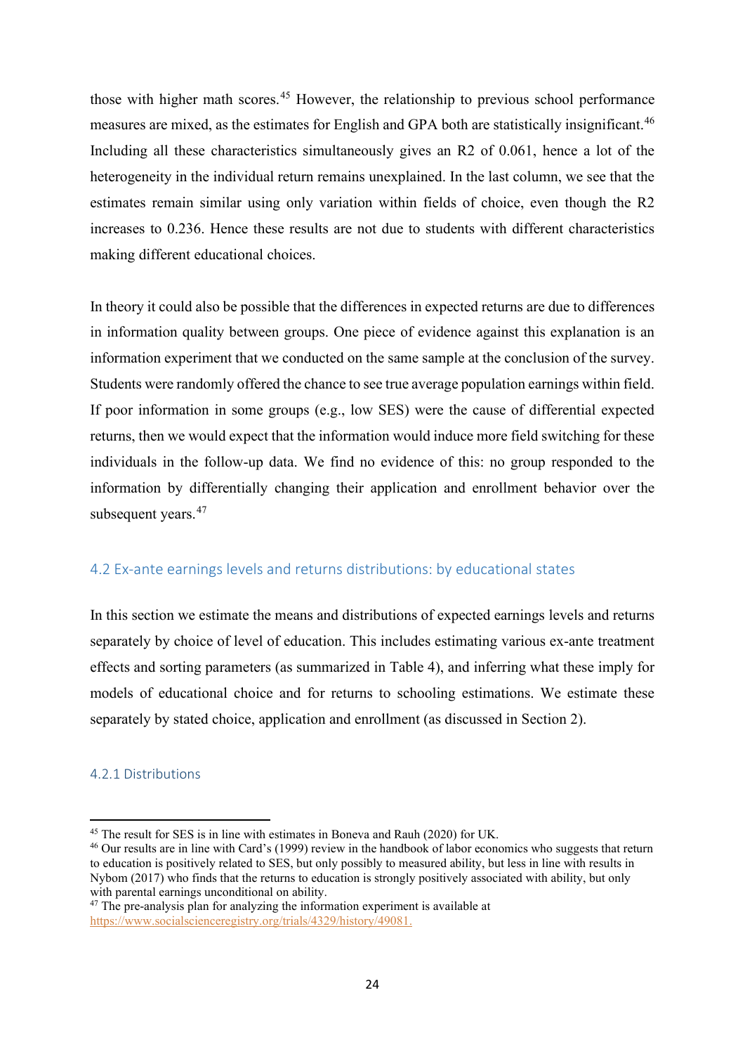those with higher math scores.[45] However, the relationship to previous school performance measures are mixed, as the estimates for English and GPA both are statistically insignificant.[46] Including all these characteristics simultaneously gives an R2 of 0.061, hence a lot of the heterogeneity in the individual return remains unexplained. In the last column, we see that the estimates remain similar using only variation within fields of choice, even though the R2 increases to 0.236. Hence these results are not due to students with different characteristics making different educational choices.

In theory it could also be possible that the differences in expected returns are due to differences in information quality between groups. One piece of evidence against this explanation is an information experiment that we conducted on the same sample at the conclusion of the survey. Students were randomly offered the chance to see true average population earnings within field. If poor information in some groups (e.g., low SES) were the cause of differential expected returns, then we would expect that the information would induce more field switching for these individuals in the follow-up data. We find no evidence of this: no group responded to the information by differentially changing their application and enrollment behavior over the subsequent years.[47]

## 4.2 Ex-ante earnings levels and returns distributions: by educational states

In this section we estimate the means and distributions of expected earnings levels and returns separately by choice of level of education. This includes estimating various ex-ante treatment effects and sorting parameters (as summarized in Table 4), and inferring what these imply for models of educational choice and for returns to schooling estimations. We estimate these separately by stated choice, application and enrollment (as discussed in Section 2).

### 4.2.1 Distributions

[45] The result for SES is in line with estimates in Boneva and Rauh (2020) for UK.

[46] Our results are in line with Card's (1999) review in the handbook of labor economics who suggests that return to education is positively related to SES, but only possibly to measured ability, but less in line with results in Nybom (2017) who finds that the returns to education is strongly positively associated with ability, but only with parental earnings unconditional on ability.

[47] The pre-analysis plan for analyzing the information experiment is available at https://www.socialscienceregistry.org/trials/4329/history/49081.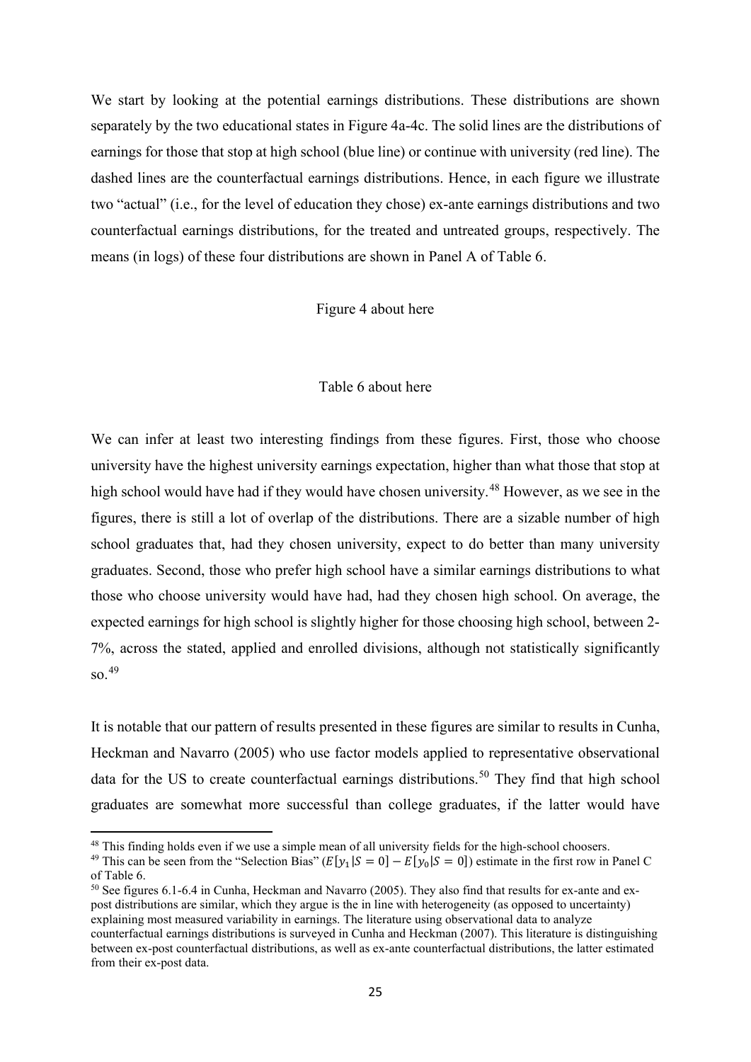We start by looking at the potential earnings distributions. These distributions are shown separately by the two educational states in Figure 4a-4c. The solid lines are the distributions of earnings for those that stop at high school (blue line) or continue with university (red line). The dashed lines are the counterfactual earnings distributions. Hence, in each figure we illustrate two "actual" (i.e., for the level of education they chose) ex-ante earnings distributions and two counterfactual earnings distributions, for the treated and untreated groups, respectively. The means (in logs) of these four distributions are shown in Panel A of Table 6.

Figure 4 about here

Table 6 about here

We can infer at least two interesting findings from these figures. First, those who choose university have the highest university earnings expectation, higher than what those that stop at high school would have had if they would have chosen university.[48] However, as we see in the figures, there is still a lot of overlap of the distributions. There are a sizable number of high school graduates that, had they chosen university, expect to do better than many university graduates. Second, those who prefer high school have a similar earnings distributions to what those who choose university would have had, had they chosen high school. On average, the expected earnings for high school is slightly higher for those choosing high school, between 2-7%, across the stated, applied and enrolled divisions, although not statistically significantly so.[49]

It is notable that our pattern of results presented in these figures are similar to results in Cunha, Heckman and Navarro (2005) who use factor models applied to representative observational data for the US to create counterfactual earnings distributions.[50] They find that high school graduates are somewhat more successful than college graduates, if the latter would have

---

[48] This finding holds even if we use a simple mean of all university fields for the high-school choosers.

[49] This can be seen from the "Selection Bias" ($E[y_1|S = 0] - E[y_0|S = 0]$) estimate in the first row in Panel C of Table 6.

[50] See figures 6.1-6.4 in Cunha, Heckman and Navarro (2005). They also find that results for ex-ante and ex-post distributions are similar, which they argue is the in line with heterogeneity (as opposed to uncertainty) explaining most measured variability in earnings. The literature using observational data to analyze counterfactual earnings distributions is surveyed in Cunha and Heckman (2007). This literature is distinguishing between ex-post counterfactual distributions, as well as ex-ante counterfactual distributions, the latter estimated from their ex-post data.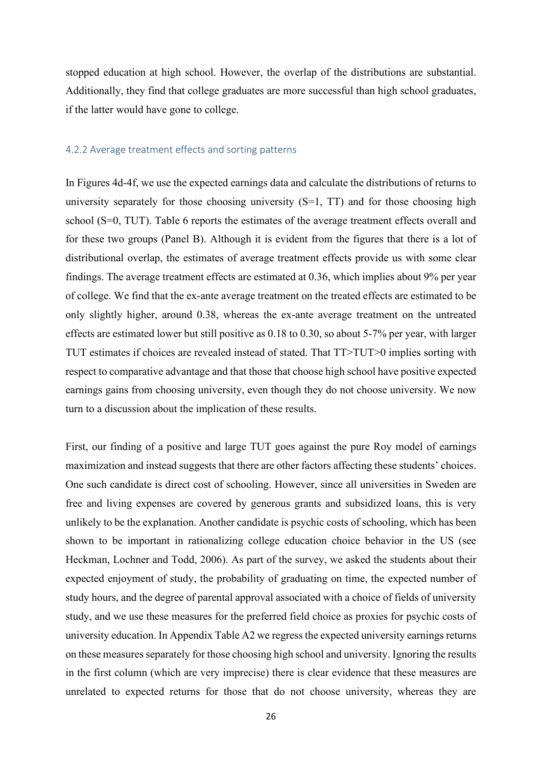stopped education at high school. However, the overlap of the distributions are substantial. Additionally, they find that college graduates are more successful than high school graduates, if the latter would have gone to college.

### 4.2.2 Average treatment effects and sorting patterns

In Figures 4d-4f, we use the expected earnings data and calculate the distributions of returns to university separately for those choosing university (S=1, TT) and for those choosing high school (S=0, TUT). Table 6 reports the estimates of the average treatment effects overall and for these two groups (Panel B). Although it is evident from the figures that there is a lot of distributional overlap, the estimates of average treatment effects provide us with some clear findings. The average treatment effects are estimated at 0.36, which implies about 9% per year of college. We find that the ex-ante average treatment on the treated effects are estimated to be only slightly higher, around 0.38, whereas the ex-ante average treatment on the untreated effects are estimated lower but still positive as 0.18 to 0.30, so about 5-7% per year, with larger TUT estimates if choices are revealed instead of stated. That TT>TUT>0 implies sorting with respect to comparative advantage and that those that choose high school have positive expected earnings gains from choosing university, even though they do not choose university. We now turn to a discussion about the implication of these results.

First, our finding of a positive and large TUT goes against the pure Roy model of earnings maximization and instead suggests that there are other factors affecting these students' choices. One such candidate is direct cost of schooling. However, since all universities in Sweden are free and living expenses are covered by generous grants and subsidized loans, this is very unlikely to be the explanation. Another candidate is psychic costs of schooling, which has been shown to be important in rationalizing college education choice behavior in the US (see Heckman, Lochner and Todd, 2006). As part of the survey, we asked the students about their expected enjoyment of study, the probability of graduating on time, the expected number of study hours, and the degree of parental approval associated with a choice of fields of university study, and we use these measures for the preferred field choice as proxies for psychic costs of university education. In Appendix Table A2 we regress the expected university earnings returns on these measures separately for those choosing high school and university. Ignoring the results in the first column (which are very imprecise) there is clear evidence that these measures are unrelated to expected returns for those that do not choose university, whereas they are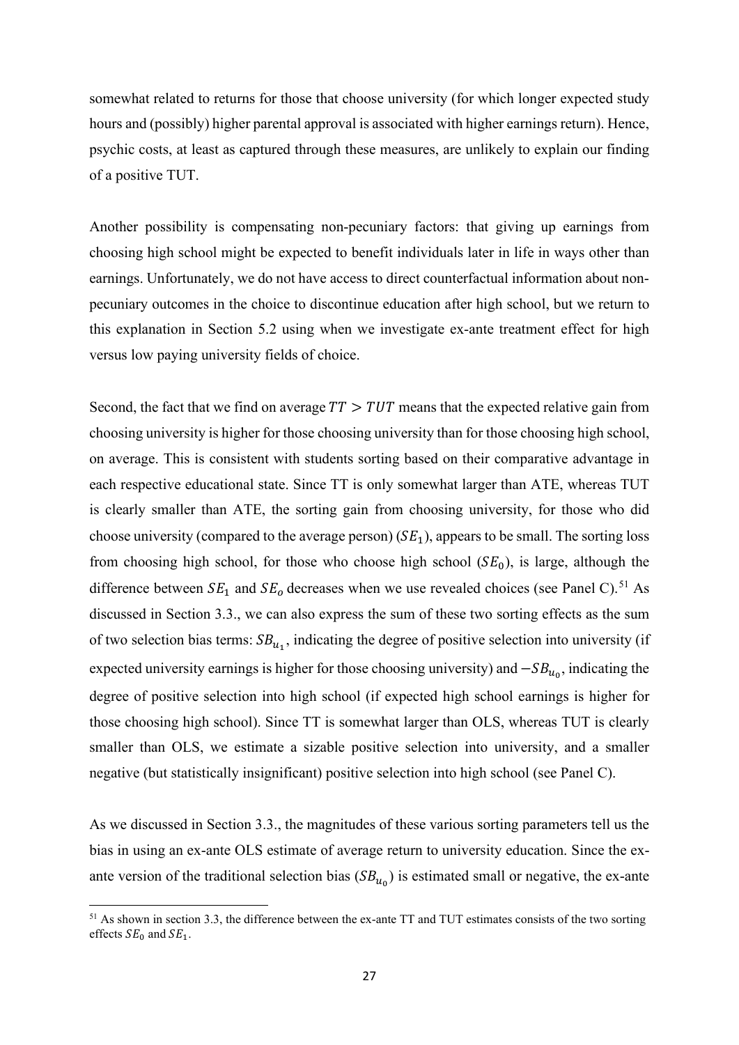somewhat related to returns for those that choose university (for which longer expected study hours and (possibly) higher parental approval is associated with higher earnings return). Hence, psychic costs, at least as captured through these measures, are unlikely to explain our finding of a positive TUT.

Another possibility is compensating non-pecuniary factors: that giving up earnings from choosing high school might be expected to benefit individuals later in life in ways other than earnings. Unfortunately, we do not have access to direct counterfactual information about non-pecuniary outcomes in the choice to discontinue education after high school, but we return to this explanation in Section 5.2 using when we investigate ex-ante treatment effect for high versus low paying university fields of choice.

Second, the fact that we find on average $TT > TUT$ means that the expected relative gain from choosing university is higher for those choosing university than for those choosing high school, on average. This is consistent with students sorting based on their comparative advantage in each respective educational state. Since TT is only somewhat larger than ATE, whereas TUT is clearly smaller than ATE, the sorting gain from choosing university, for those who did choose university (compared to the average person) ($SE_1$), appears to be small. The sorting loss from choosing high school, for those who choose high school ($SE_0$), is large, although the difference between $SE_1$ and $SE_o$ decreases when we use revealed choices (see Panel C).[51] As discussed in Section 3.3., we can also express the sum of these two sorting effects as the sum of two selection bias terms: $SB_{u_1}$, indicating the degree of positive selection into university (if expected university earnings is higher for those choosing university) and $-SB_{u_0}$, indicating the degree of positive selection into high school (if expected high school earnings is higher for those choosing high school). Since TT is somewhat larger than OLS, whereas TUT is clearly smaller than OLS, we estimate a sizable positive selection into university, and a smaller negative (but statistically insignificant) positive selection into high school (see Panel C).

As we discussed in Section 3.3., the magnitudes of these various sorting parameters tell us the bias in using an ex-ante OLS estimate of average return to university education. Since the ex-ante version of the traditional selection bias ($SB_{u_0}$) is estimated small or negative, the ex-ante

[51] As shown in section 3.3, the difference between the ex-ante TT and TUT estimates consists of the two sorting effects $SE_0$ and $SE_1$.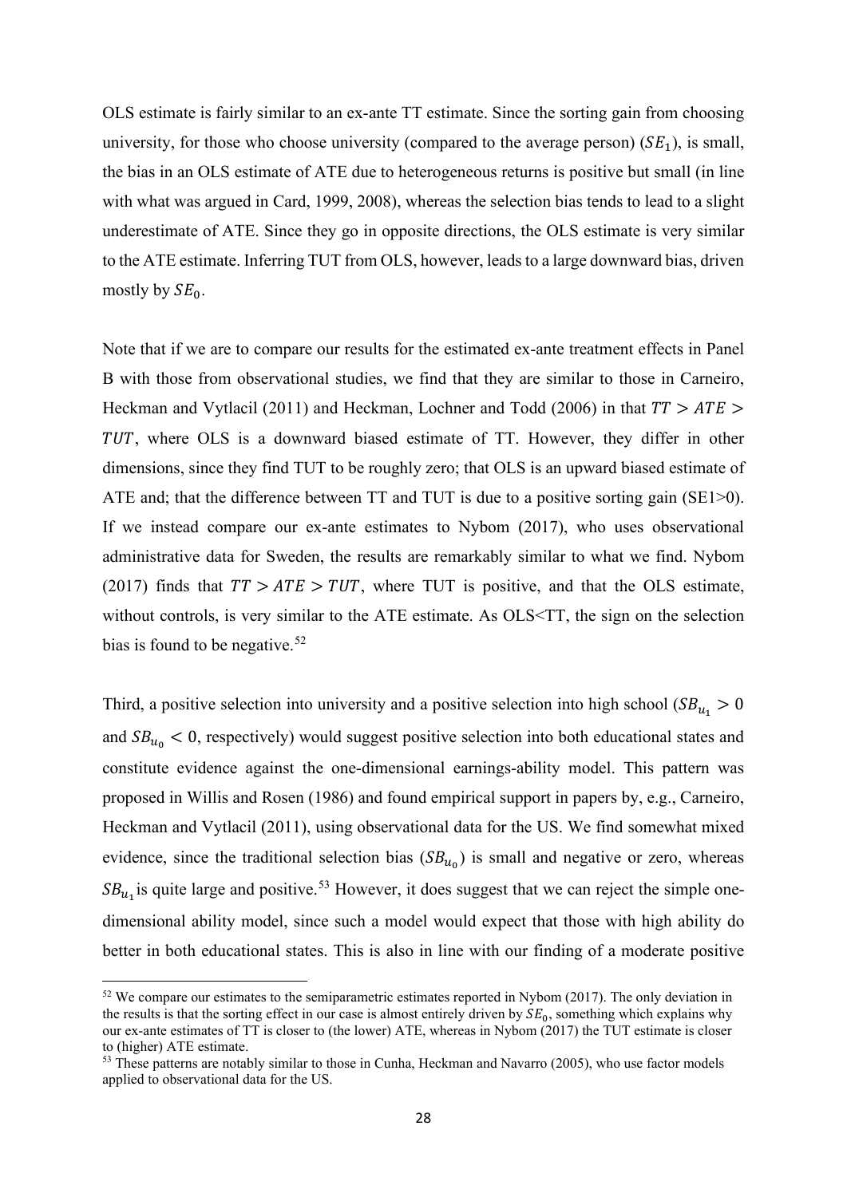OLS estimate is fairly similar to an ex-ante TT estimate. Since the sorting gain from choosing university, for those who choose university (compared to the average person) ($SE_1$), is small, the bias in an OLS estimate of ATE due to heterogeneous returns is positive but small (in line with what was argued in Card, 1999, 2008), whereas the selection bias tends to lead to a slight underestimate of ATE. Since they go in opposite directions, the OLS estimate is very similar to the ATE estimate. Inferring TUT from OLS, however, leads to a large downward bias, driven mostly by $SE_0$.

Note that if we are to compare our results for the estimated ex-ante treatment effects in Panel B with those from observational studies, we find that they are similar to those in Carneiro, Heckman and Vytlacil (2011) and Heckman, Lochner and Todd (2006) in that $TT > ATE > TUT$, where OLS is a downward biased estimate of TT. However, they differ in other dimensions, since they find TUT to be roughly zero; that OLS is an upward biased estimate of ATE and; that the difference between TT and TUT is due to a positive sorting gain (SE1>0). If we instead compare our ex-ante estimates to Nybom (2017), who uses observational administrative data for Sweden, the results are remarkably similar to what we find. Nybom (2017) finds that $TT > ATE > TUT$, where TUT is positive, and that the OLS estimate, without controls, is very similar to the ATE estimate. As OLS<TT, the sign on the selection bias is found to be negative.[52]

Third, a positive selection into university and a positive selection into high school ($SB_{u_1} > 0$ and $SB_{u_0} < 0$, respectively) would suggest positive selection into both educational states and constitute evidence against the one-dimensional earnings-ability model. This pattern was proposed in Willis and Rosen (1986) and found empirical support in papers by, e.g., Carneiro, Heckman and Vytlacil (2011), using observational data for the US. We find somewhat mixed evidence, since the traditional selection bias ($SB_{u_0}$) is small and negative or zero, whereas $SB_{u_1}$ is quite large and positive.[53] However, it does suggest that we can reject the simple one-dimensional ability model, since such a model would expect that those with high ability do better in both educational states. This is also in line with our finding of a moderate positive

[52] We compare our estimates to the semiparametric estimates reported in Nybom (2017). The only deviation in the results is that the sorting effect in our case is almost entirely driven by $SE_0$, something which explains why our ex-ante estimates of TT is closer to (the lower) ATE, whereas in Nybom (2017) the TUT estimate is closer to (higher) ATE estimate.

[53] These patterns are notably similar to those in Cunha, Heckman and Navarro (2005), who use factor models applied to observational data for the US.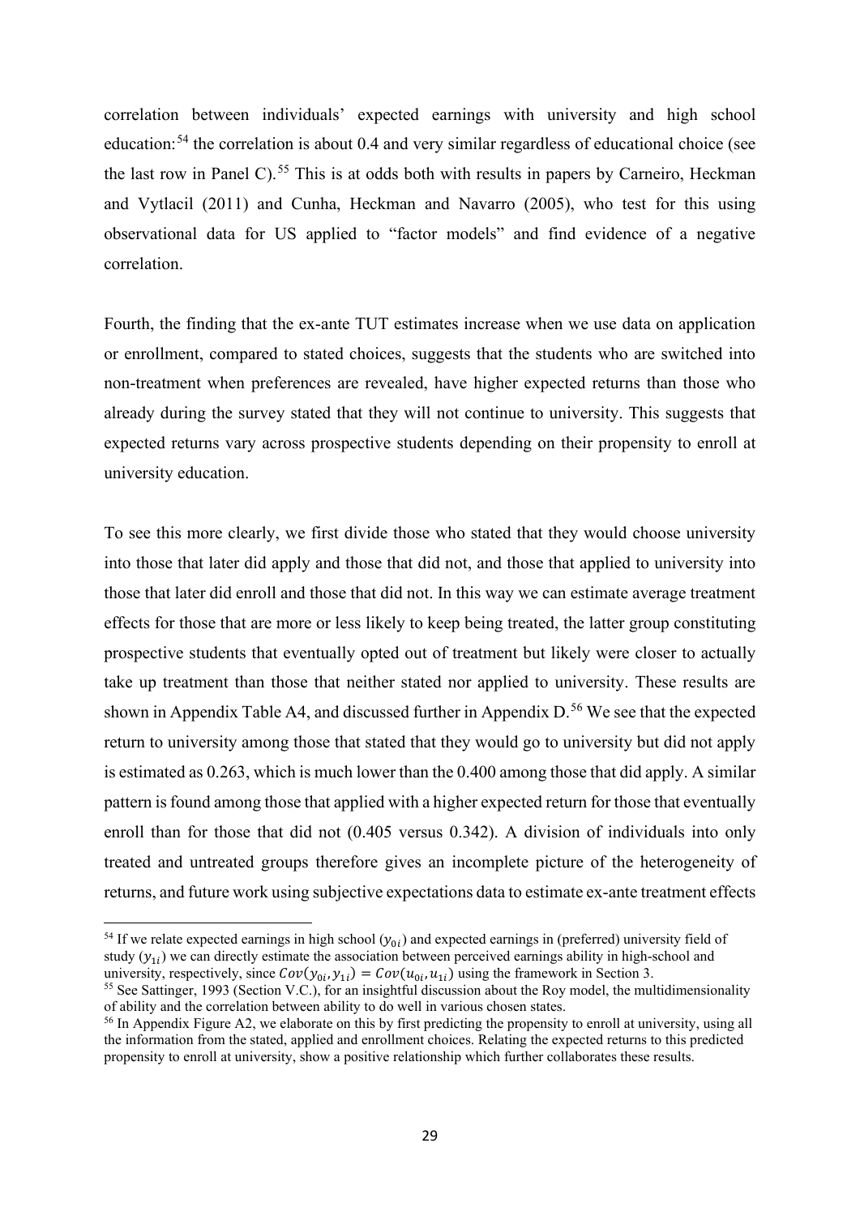correlation between individuals' expected earnings with university and high school education:[54] the correlation is about 0.4 and very similar regardless of educational choice (see the last row in Panel C).[55] This is at odds both with results in papers by Carneiro, Heckman and Vytlacil (2011) and Cunha, Heckman and Navarro (2005), who test for this using observational data for US applied to "factor models" and find evidence of a negative correlation.

Fourth, the finding that the ex-ante TUT estimates increase when we use data on application or enrollment, compared to stated choices, suggests that the students who are switched into non-treatment when preferences are revealed, have higher expected returns than those who already during the survey stated that they will not continue to university. This suggests that expected returns vary across prospective students depending on their propensity to enroll at university education.

To see this more clearly, we first divide those who stated that they would choose university into those that later did apply and those that did not, and those that applied to university into those that later did enroll and those that did not. In this way we can estimate average treatment effects for those that are more or less likely to keep being treated, the latter group constituting prospective students that eventually opted out of treatment but likely were closer to actually take up treatment than those that neither stated nor applied to university. These results are shown in Appendix Table A4, and discussed further in Appendix D.[56] We see that the expected return to university among those that stated that they would go to university but did not apply is estimated as 0.263, which is much lower than the 0.400 among those that did apply. A similar pattern is found among those that applied with a higher expected return for those that eventually enroll than for those that did not (0.405 versus 0.342). A division of individuals into only treated and untreated groups therefore gives an incomplete picture of the heterogeneity of returns, and future work using subjective expectations data to estimate ex-ante treatment effects

---

[54] If we relate expected earnings in high school ($y_{0i}$) and expected earnings in (preferred) university field of study ($y_{1i}$) we can directly estimate the association between perceived earnings ability in high-school and university, respectively, since $Cov(y_{0i}, y_{1i}) = Cov(u_{0i}, u_{1i})$ using the framework in Section 3.

[55] See Sattinger, 1993 (Section V.C.), for an insightful discussion about the Roy model, the multidimensionality of ability and the correlation between ability to do well in various chosen states.

[56] In Appendix Figure A2, we elaborate on this by first predicting the propensity to enroll at university, using all the information from the stated, applied and enrollment choices. Relating the expected returns to this predicted propensity to enroll at university, show a positive relationship which further collaborates these results.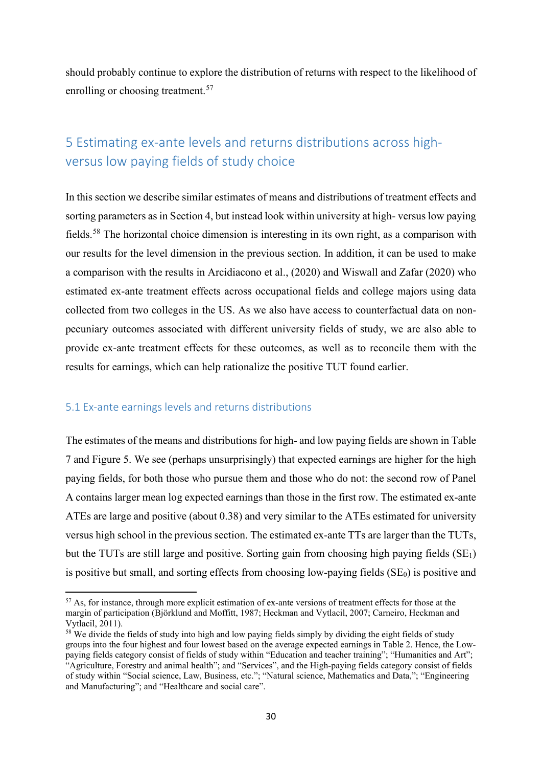should probably continue to explore the distribution of returns with respect to the likelihood of enrolling or choosing treatment.[57]

# 5 Estimating ex-ante levels and returns distributions across high- versus low paying fields of study choice

In this section we describe similar estimates of means and distributions of treatment effects and sorting parameters as in Section 4, but instead look within university at high- versus low paying fields.[58] The horizontal choice dimension is interesting in its own right, as a comparison with our results for the level dimension in the previous section. In addition, it can be used to make a comparison with the results in Arcidiacono et al., (2020) and Wiswall and Zafar (2020) who estimated ex-ante treatment effects across occupational fields and college majors using data collected from two colleges in the US. As we also have access to counterfactual data on non-pecuniary outcomes associated with different university fields of study, we are also able to provide ex-ante treatment effects for these outcomes, as well as to reconcile them with the results for earnings, which can help rationalize the positive TUT found earlier.

## 5.1 Ex-ante earnings levels and returns distributions

The estimates of the means and distributions for high- and low paying fields are shown in Table 7 and Figure 5. We see (perhaps unsurprisingly) that expected earnings are higher for the high paying fields, for both those who pursue them and those who do not: the second row of Panel A contains larger mean log expected earnings than those in the first row. The estimated ex-ante ATEs are large and positive (about 0.38) and very similar to the ATEs estimated for university versus high school in the previous section. The estimated ex-ante TTs are larger than the TUTs, but the TUTs are still large and positive. Sorting gain from choosing high paying fields ($SE_1$) is positive but small, and sorting effects from choosing low-paying fields ($SE_0$) is positive and

[57] As, for instance, through more explicit estimation of ex-ante versions of treatment effects for those at the margin of participation (Björklund and Moffitt, 1987; Heckman and Vytlacil, 2007; Carneiro, Heckman and Vytlacil, 2011).

[58] We divide the fields of study into high and low paying fields simply by dividing the eight fields of study groups into the four highest and four lowest based on the average expected earnings in Table 2. Hence, the Low-paying fields category consist of fields of study within "Education and teacher training"; "Humanities and Art"; "Agriculture, Forestry and animal health"; and "Services", and the High-paying fields category consist of fields of study within "Social science, Law, Business, etc."; "Natural science, Mathematics and Data,"; "Engineering and Manufacturing"; and "Healthcare and social care".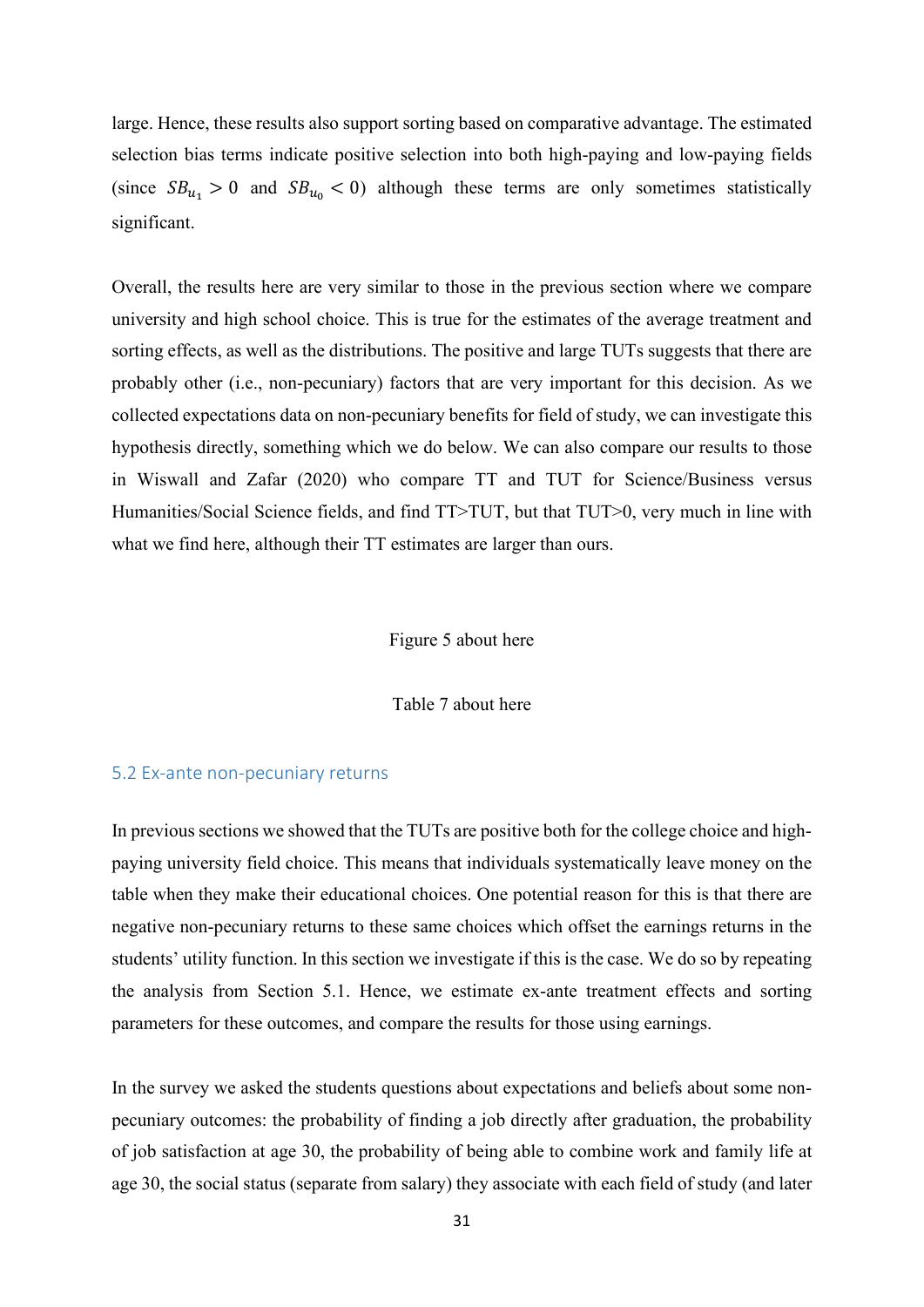large. Hence, these results also support sorting based on comparative advantage. The estimated selection bias terms indicate positive selection into both high-paying and low-paying fields (since $SB_{u_1} > 0$ and $SB_{u_0} < 0$) although these terms are only sometimes statistically significant.

Overall, the results here are very similar to those in the previous section where we compare university and high school choice. This is true for the estimates of the average treatment and sorting effects, as well as the distributions. The positive and large TUTs suggests that there are probably other (i.e., non-pecuniary) factors that are very important for this decision. As we collected expectations data on non-pecuniary benefits for field of study, we can investigate this hypothesis directly, something which we do below. We can also compare our results to those in Wiswall and Zafar (2020) who compare TT and TUT for Science/Business versus Humanities/Social Science fields, and find TT>TUT, but that TUT>0, very much in line with what we find here, although their TT estimates are larger than ours.

Figure 5 about here

Table 7 about here

## 5.2 Ex-ante non-pecuniary returns

In previous sections we showed that the TUTs are positive both for the college choice and high-paying university field choice. This means that individuals systematically leave money on the table when they make their educational choices. One potential reason for this is that there are negative non-pecuniary returns to these same choices which offset the earnings returns in the students' utility function. In this section we investigate if this is the case. We do so by repeating the analysis from Section 5.1. Hence, we estimate ex-ante treatment effects and sorting parameters for these outcomes, and compare the results for those using earnings.

In the survey we asked the students questions about expectations and beliefs about some non-pecuniary outcomes: the probability of finding a job directly after graduation, the probability of job satisfaction at age 30, the probability of being able to combine work and family life at age 30, the social status (separate from salary) they associate with each field of study (and later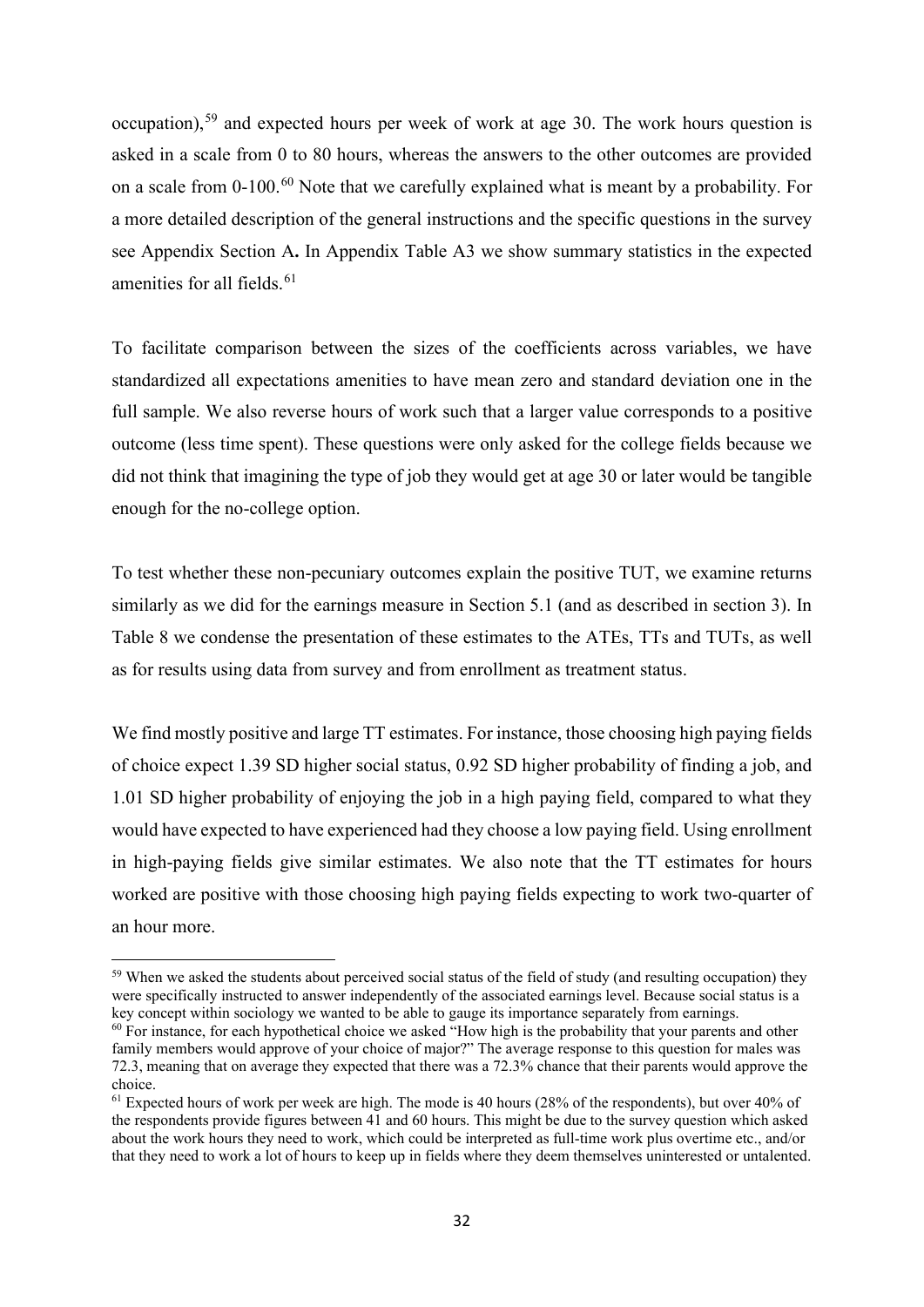occupation),[59] and expected hours per week of work at age 30. The work hours question is asked in a scale from 0 to 80 hours, whereas the answers to the other outcomes are provided on a scale from 0-100.[60] Note that we carefully explained what is meant by a probability. For a more detailed description of the general instructions and the specific questions in the survey see Appendix Section A**.** In Appendix Table A3 we show summary statistics in the expected amenities for all fields.[61]

To facilitate comparison between the sizes of the coefficients across variables, we have standardized all expectations amenities to have mean zero and standard deviation one in the full sample. We also reverse hours of work such that a larger value corresponds to a positive outcome (less time spent). These questions were only asked for the college fields because we did not think that imagining the type of job they would get at age 30 or later would be tangible enough for the no-college option.

To test whether these non-pecuniary outcomes explain the positive TUT, we examine returns similarly as we did for the earnings measure in Section 5.1 (and as described in section 3). In Table 8 we condense the presentation of these estimates to the ATEs, TTs and TUTs, as well as for results using data from survey and from enrollment as treatment status.

We find mostly positive and large TT estimates. For instance, those choosing high paying fields of choice expect 1.39 SD higher social status, 0.92 SD higher probability of finding a job, and 1.01 SD higher probability of enjoying the job in a high paying field, compared to what they would have expected to have experienced had they choose a low paying field. Using enrollment in high-paying fields give similar estimates. We also note that the TT estimates for hours worked are positive with those choosing high paying fields expecting to work two-quarter of an hour more.

---

[59] When we asked the students about perceived social status of the field of study (and resulting occupation) they were specifically instructed to answer independently of the associated earnings level. Because social status is a key concept within sociology we wanted to be able to gauge its importance separately from earnings.

[60] For instance, for each hypothetical choice we asked "How high is the probability that your parents and other family members would approve of your choice of major?" The average response to this question for males was 72.3, meaning that on average they expected that there was a 72.3% chance that their parents would approve the choice.

[61] Expected hours of work per week are high. The mode is 40 hours (28% of the respondents), but over 40% of the respondents provide figures between 41 and 60 hours. This might be due to the survey question which asked about the work hours they need to work, which could be interpreted as full-time work plus overtime etc., and/or that they need to work a lot of hours to keep up in fields where they deem themselves uninterested or untalented.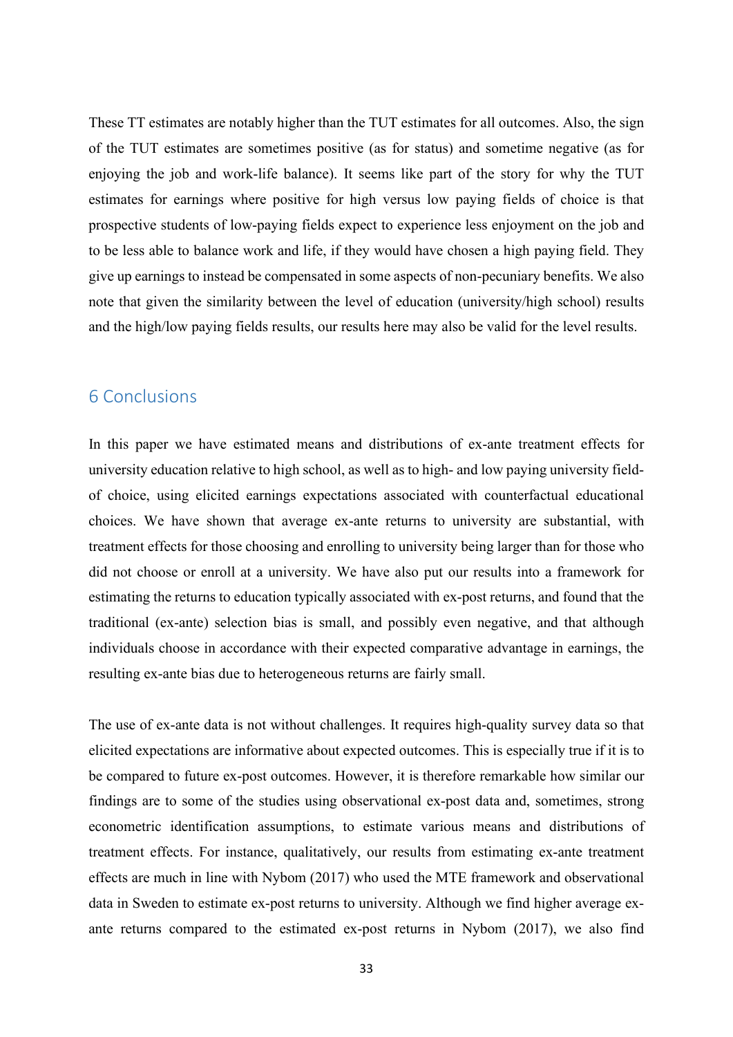These TT estimates are notably higher than the TUT estimates for all outcomes. Also, the sign of the TUT estimates are sometimes positive (as for status) and sometime negative (as for enjoying the job and work-life balance). It seems like part of the story for why the TUT estimates for earnings where positive for high versus low paying fields of choice is that prospective students of low-paying fields expect to experience less enjoyment on the job and to be less able to balance work and life, if they would have chosen a high paying field. They give up earnings to instead be compensated in some aspects of non-pecuniary benefits. We also note that given the similarity between the level of education (university/high school) results and the high/low paying fields results, our results here may also be valid for the level results.

## 6 Conclusions

In this paper we have estimated means and distributions of ex-ante treatment effects for university education relative to high school, as well as to high- and low paying university field-of choice, using elicited earnings expectations associated with counterfactual educational choices. We have shown that average ex-ante returns to university are substantial, with treatment effects for those choosing and enrolling to university being larger than for those who did not choose or enroll at a university. We have also put our results into a framework for estimating the returns to education typically associated with ex-post returns, and found that the traditional (ex-ante) selection bias is small, and possibly even negative, and that although individuals choose in accordance with their expected comparative advantage in earnings, the resulting ex-ante bias due to heterogeneous returns are fairly small.

The use of ex-ante data is not without challenges. It requires high-quality survey data so that elicited expectations are informative about expected outcomes. This is especially true if it is to be compared to future ex-post outcomes. However, it is therefore remarkable how similar our findings are to some of the studies using observational ex-post data and, sometimes, strong econometric identification assumptions, to estimate various means and distributions of treatment effects. For instance, qualitatively, our results from estimating ex-ante treatment effects are much in line with Nybom (2017) who used the MTE framework and observational data in Sweden to estimate ex-post returns to university. Although we find higher average ex-ante returns compared to the estimated ex-post returns in Nybom (2017), we also find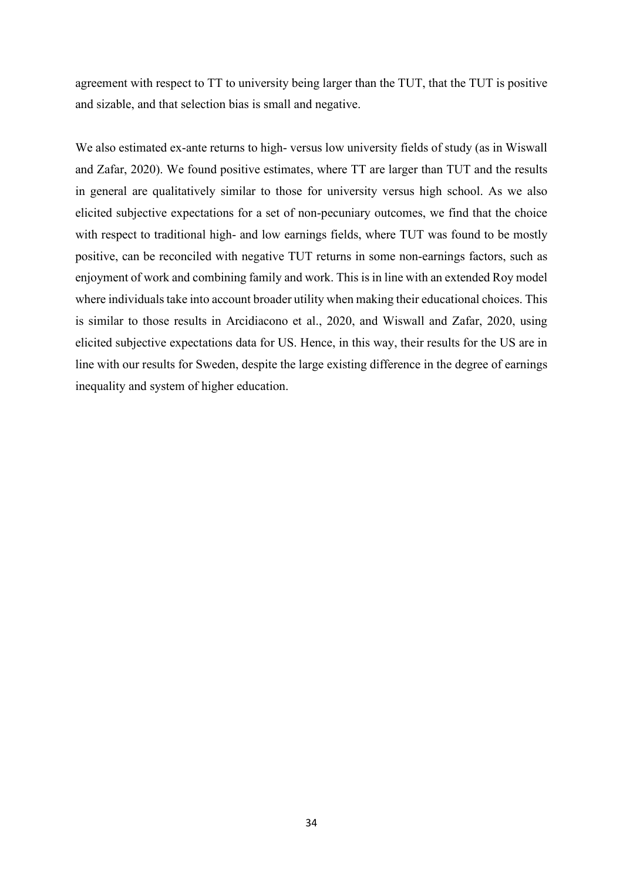agreement with respect to TT to university being larger than the TUT, that the TUT is positive and sizable, and that selection bias is small and negative.

We also estimated ex-ante returns to high- versus low university fields of study (as in Wiswall and Zafar, 2020). We found positive estimates, where TT are larger than TUT and the results in general are qualitatively similar to those for university versus high school. As we also elicited subjective expectations for a set of non-pecuniary outcomes, we find that the choice with respect to traditional high- and low earnings fields, where TUT was found to be mostly positive, can be reconciled with negative TUT returns in some non-earnings factors, such as enjoyment of work and combining family and work. This is in line with an extended Roy model where individuals take into account broader utility when making their educational choices. This is similar to those results in Arcidiacono et al., 2020, and Wiswall and Zafar, 2020, using elicited subjective expectations data for US. Hence, in this way, their results for the US are in line with our results for Sweden, despite the large existing difference in the degree of earnings inequality and system of higher education.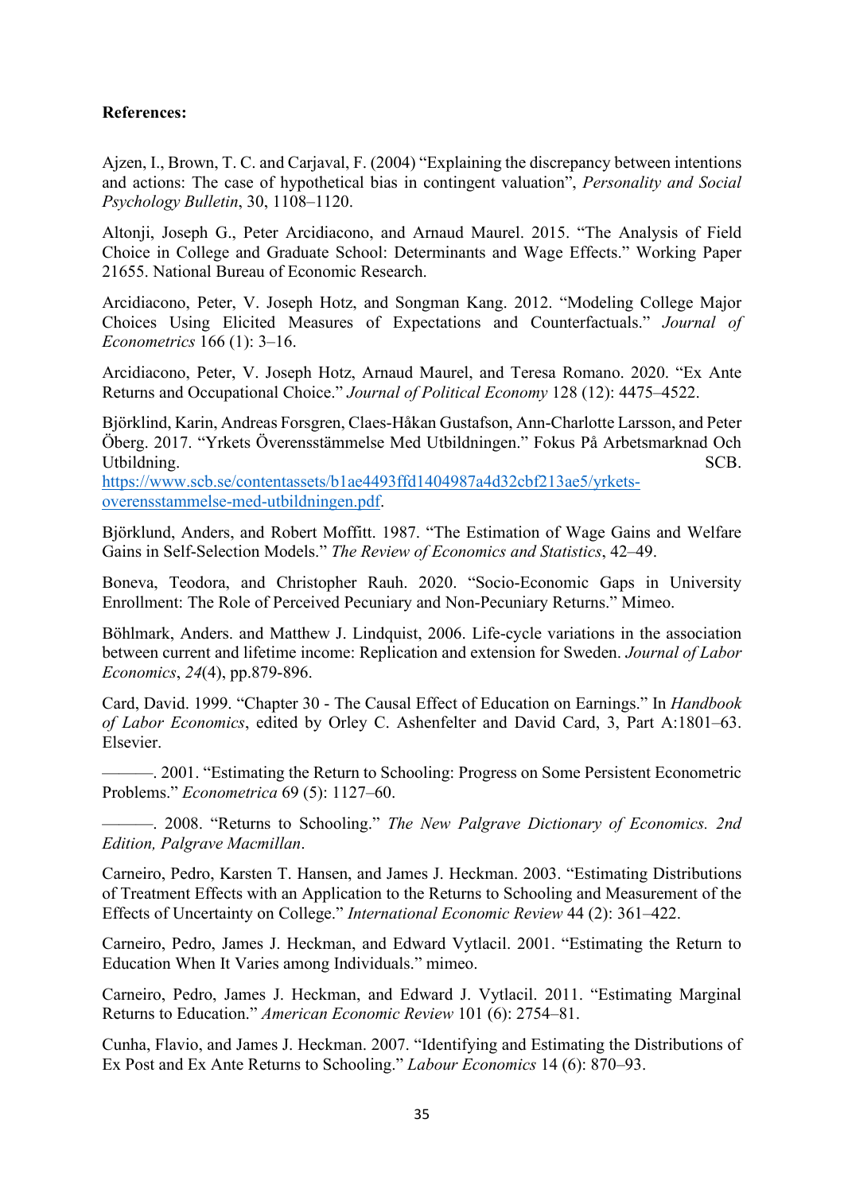**References:**

Ajzen, I., Brown, T. C. and Carjaval, F. (2004) "Explaining the discrepancy between intentions and actions: The case of hypothetical bias in contingent valuation", *Personality and Social Psychology Bulletin*, 30, 1108–1120.

Altonji, Joseph G., Peter Arcidiacono, and Arnaud Maurel. 2015. "The Analysis of Field Choice in College and Graduate School: Determinants and Wage Effects." Working Paper 21655. National Bureau of Economic Research.

Arcidiacono, Peter, V. Joseph Hotz, and Songman Kang. 2012. "Modeling College Major Choices Using Elicited Measures of Expectations and Counterfactuals." *Journal of Econometrics* 166 (1): 3–16.

Arcidiacono, Peter, V. Joseph Hotz, Arnaud Maurel, and Teresa Romano. 2020. "Ex Ante Returns and Occupational Choice." *Journal of Political Economy* 128 (12): 4475–4522.

Björklind, Karin, Andreas Forsgren, Claes-Håkan Gustafson, Ann-Charlotte Larsson, and Peter Öberg. 2017. "Yrkets Överensstämmelse Med Utbildningen." Fokus På Arbetsmarknad Och Utbildning. SCB. https://www.scb.se/contentassets/b1ae4493ffd1404987a4d32cbf213ae5/yrkets-overensstammelse-med-utbildningen.pdf.

Björklund, Anders, and Robert Moffitt. 1987. "The Estimation of Wage Gains and Welfare Gains in Self-Selection Models." *The Review of Economics and Statistics*, 42–49.

Boneva, Teodora, and Christopher Rauh. 2020. "Socio-Economic Gaps in University Enrollment: The Role of Perceived Pecuniary and Non-Pecuniary Returns." Mimeo.

Böhlmark, Anders. and Matthew J. Lindquist, 2006. Life-cycle variations in the association between current and lifetime income: Replication and extension for Sweden. *Journal of Labor Economics*, *24*(4), pp.879-896.

Card, David. 1999. "Chapter 30 - The Causal Effect of Education on Earnings." In *Handbook of Labor Economics*, edited by Orley C. Ashenfelter and David Card, 3, Part A:1801–63. Elsevier.

———. 2001. "Estimating the Return to Schooling: Progress on Some Persistent Econometric Problems." *Econometrica* 69 (5): 1127–60.

———. 2008. "Returns to Schooling." *The New Palgrave Dictionary of Economics. 2nd Edition, Palgrave Macmillan*.

Carneiro, Pedro, Karsten T. Hansen, and James J. Heckman. 2003. "Estimating Distributions of Treatment Effects with an Application to the Returns to Schooling and Measurement of the Effects of Uncertainty on College." *International Economic Review* 44 (2): 361–422.

Carneiro, Pedro, James J. Heckman, and Edward Vytlacil. 2001. "Estimating the Return to Education When It Varies among Individuals." mimeo.

Carneiro, Pedro, James J. Heckman, and Edward J. Vytlacil. 2011. "Estimating Marginal Returns to Education." *American Economic Review* 101 (6): 2754–81.

Cunha, Flavio, and James J. Heckman. 2007. "Identifying and Estimating the Distributions of Ex Post and Ex Ante Returns to Schooling." *Labour Economics* 14 (6): 870–93.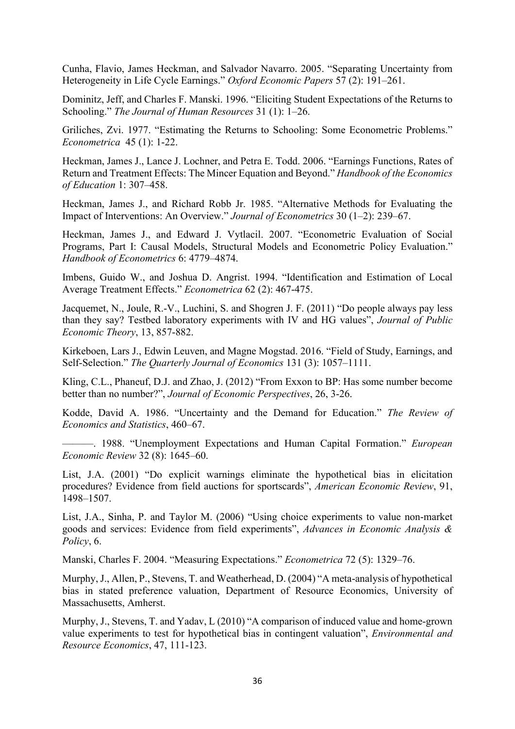Cunha, Flavio, James Heckman, and Salvador Navarro. 2005. "Separating Uncertainty from Heterogeneity in Life Cycle Earnings." *Oxford Economic Papers* 57 (2): 191–261.

Dominitz, Jeff, and Charles F. Manski. 1996. "Eliciting Student Expectations of the Returns to Schooling." *The Journal of Human Resources* 31 (1): 1–26.

Griliches, Zvi. 1977. "Estimating the Returns to Schooling: Some Econometric Problems." *Econometrica* 45 (1): 1-22.

Heckman, James J., Lance J. Lochner, and Petra E. Todd. 2006. "Earnings Functions, Rates of Return and Treatment Effects: The Mincer Equation and Beyond." *Handbook of the Economics of Education* 1: 307–458.

Heckman, James J., and Richard Robb Jr. 1985. "Alternative Methods for Evaluating the Impact of Interventions: An Overview." *Journal of Econometrics* 30 (1–2): 239–67.

Heckman, James J., and Edward J. Vytlacil. 2007. "Econometric Evaluation of Social Programs, Part I: Causal Models, Structural Models and Econometric Policy Evaluation." *Handbook of Econometrics* 6: 4779–4874.

Imbens, Guido W., and Joshua D. Angrist. 1994. "Identification and Estimation of Local Average Treatment Effects." *Econometrica* 62 (2): 467-475.

Jacquemet, N., Joule, R.-V., Luchini, S. and Shogren J. F. (2011) "Do people always pay less than they say? Testbed laboratory experiments with IV and HG values", *Journal of Public Economic Theory*, 13, 857-882.

Kirkeboen, Lars J., Edwin Leuven, and Magne Mogstad. 2016. "Field of Study, Earnings, and Self-Selection." *The Quarterly Journal of Economics* 131 (3): 1057–1111.

Kling, C.L., Phaneuf, D.J. and Zhao, J. (2012) "From Exxon to BP: Has some number become better than no number?", *Journal of Economic Perspectives*, 26, 3-26.

Kodde, David A. 1986. "Uncertainty and the Demand for Education." *The Review of Economics and Statistics*, 460–67.

———. 1988. "Unemployment Expectations and Human Capital Formation." *European Economic Review* 32 (8): 1645–60.

List, J.A. (2001) "Do explicit warnings eliminate the hypothetical bias in elicitation procedures? Evidence from field auctions for sportscards", *American Economic Review*, 91, 1498–1507.

List, J.A., Sinha, P. and Taylor M. (2006) "Using choice experiments to value non-market goods and services: Evidence from field experiments", *Advances in Economic Analysis & Policy*, 6.

Manski, Charles F. 2004. "Measuring Expectations." *Econometrica* 72 (5): 1329–76.

Murphy, J., Allen, P., Stevens, T. and Weatherhead, D. (2004) "A meta-analysis of hypothetical bias in stated preference valuation, Department of Resource Economics, University of Massachusetts, Amherst.

Murphy, J., Stevens, T. and Yadav, L (2010) "A comparison of induced value and home-grown value experiments to test for hypothetical bias in contingent valuation", *Environmental and Resource Economics*, 47, 111-123.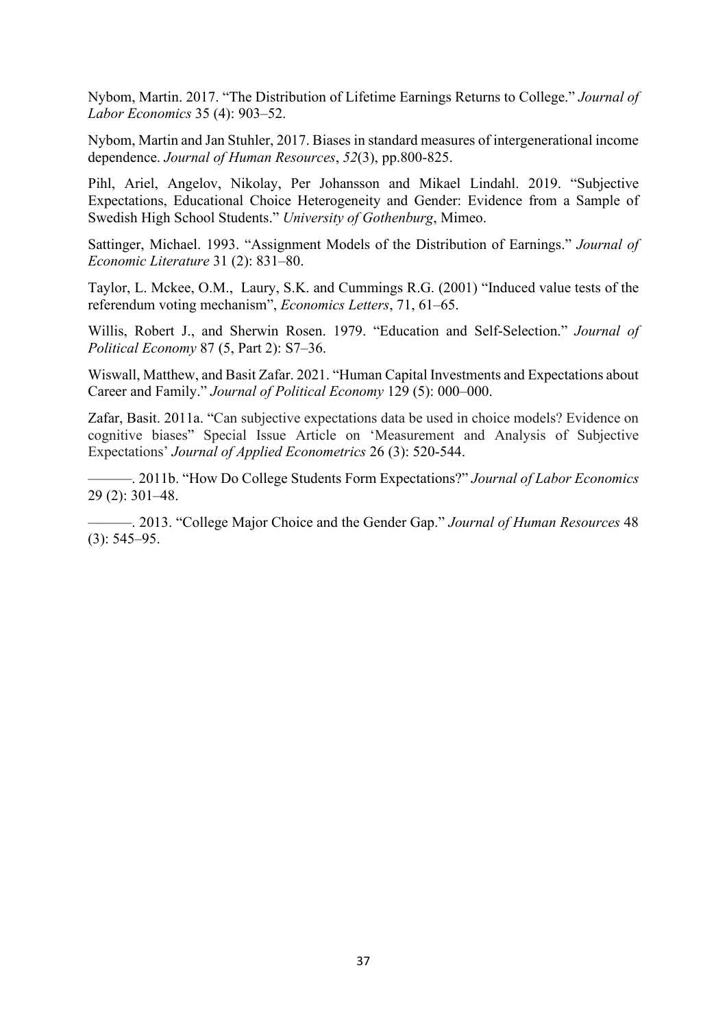Nybom, Martin. 2017. "The Distribution of Lifetime Earnings Returns to College." *Journal of Labor Economics* 35 (4): 903–52.

Nybom, Martin and Jan Stuhler, 2017. Biases in standard measures of intergenerational income dependence. *Journal of Human Resources*, *52*(3), pp.800-825.

Pihl, Ariel, Angelov, Nikolay, Per Johansson and Mikael Lindahl. 2019. "Subjective Expectations, Educational Choice Heterogeneity and Gender: Evidence from a Sample of Swedish High School Students." *University of Gothenburg*, Mimeo.

Sattinger, Michael. 1993. "Assignment Models of the Distribution of Earnings." *Journal of Economic Literature* 31 (2): 831–80.

Taylor, L. Mckee, O.M., Laury, S.K. and Cummings R.G. (2001) "Induced value tests of the referendum voting mechanism", *Economics Letters*, 71, 61–65.

Willis, Robert J., and Sherwin Rosen. 1979. "Education and Self-Selection." *Journal of Political Economy* 87 (5, Part 2): S7–36.

Wiswall, Matthew, and Basit Zafar. 2021. "Human Capital Investments and Expectations about Career and Family." *Journal of Political Economy* 129 (5): 000–000.

Zafar, Basit. 2011a. "Can subjective expectations data be used in choice models? Evidence on cognitive biases" Special Issue Article on 'Measurement and Analysis of Subjective Expectations' *Journal of Applied Econometrics* 26 (3): 520-544.

———. 2011b. "How Do College Students Form Expectations?" *Journal of Labor Economics* 29 (2): 301–48.

———. 2013. "College Major Choice and the Gender Gap." *Journal of Human Resources* 48 (3): 545–95.